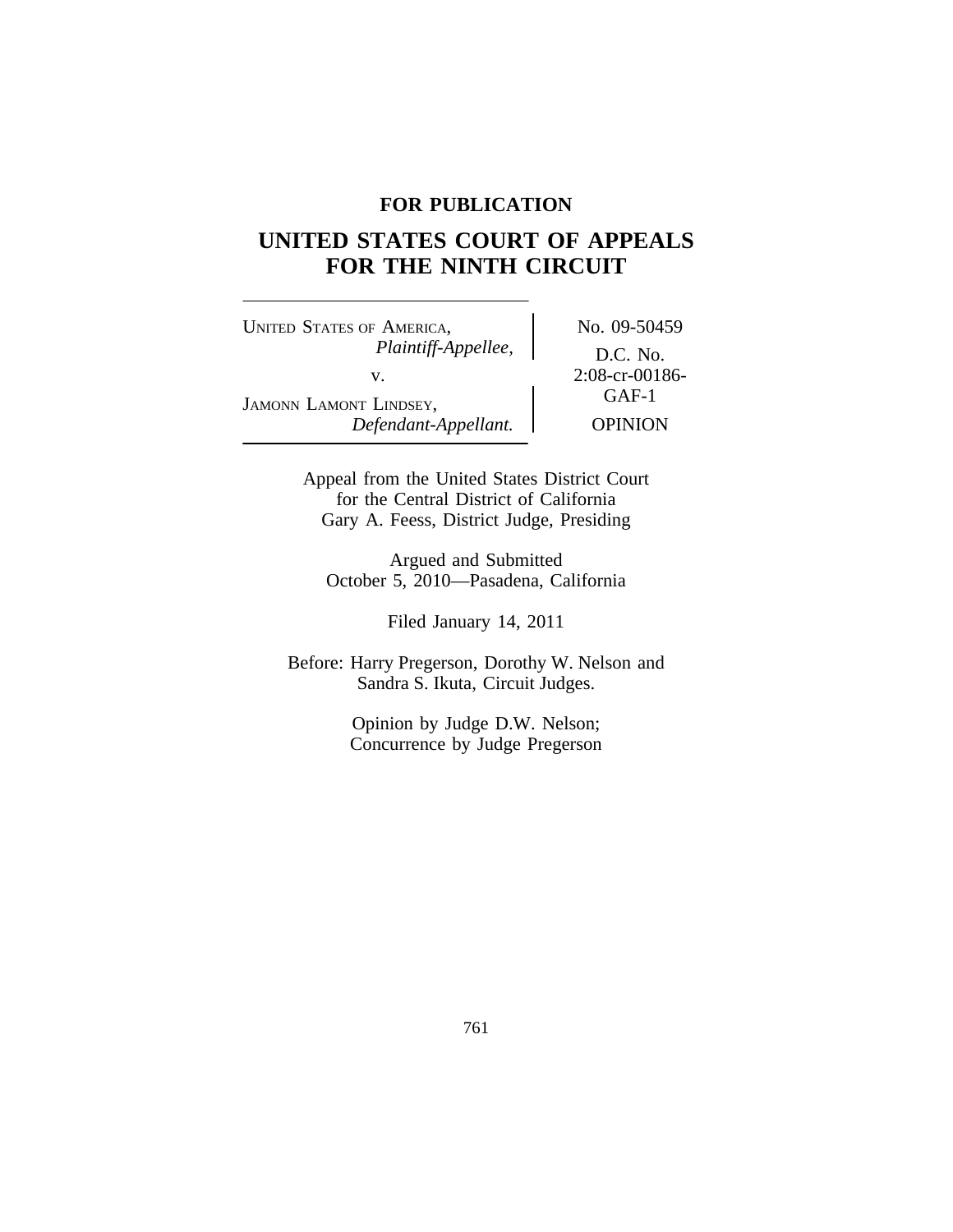**FOR PUBLICATION**

# UNITED STATES COURT OF APPEALS FOR THE NINTH CIRCUIT

| | |
|---|---|
| UNITED STATES OF AMERICA, *Plaintiff-Appellee,* v. JAMONN LAMONT LINDSEY, *Defendant-Appellant.* | No. 09-50459 D.C. No. 2:08-cr-00186-GAF-1 OPINION |

Appeal from the United States District Court
for the Central District of California
Gary A. Feess, District Judge, Presiding

Argued and Submitted
October 5, 2010—Pasadena, California

Filed January 14, 2011

Before: Harry Pregerson, Dorothy W. Nelson and
Sandra S. Ikuta, Circuit Judges.

Opinion by Judge D.W. Nelson;
Concurrence by Judge Pregerson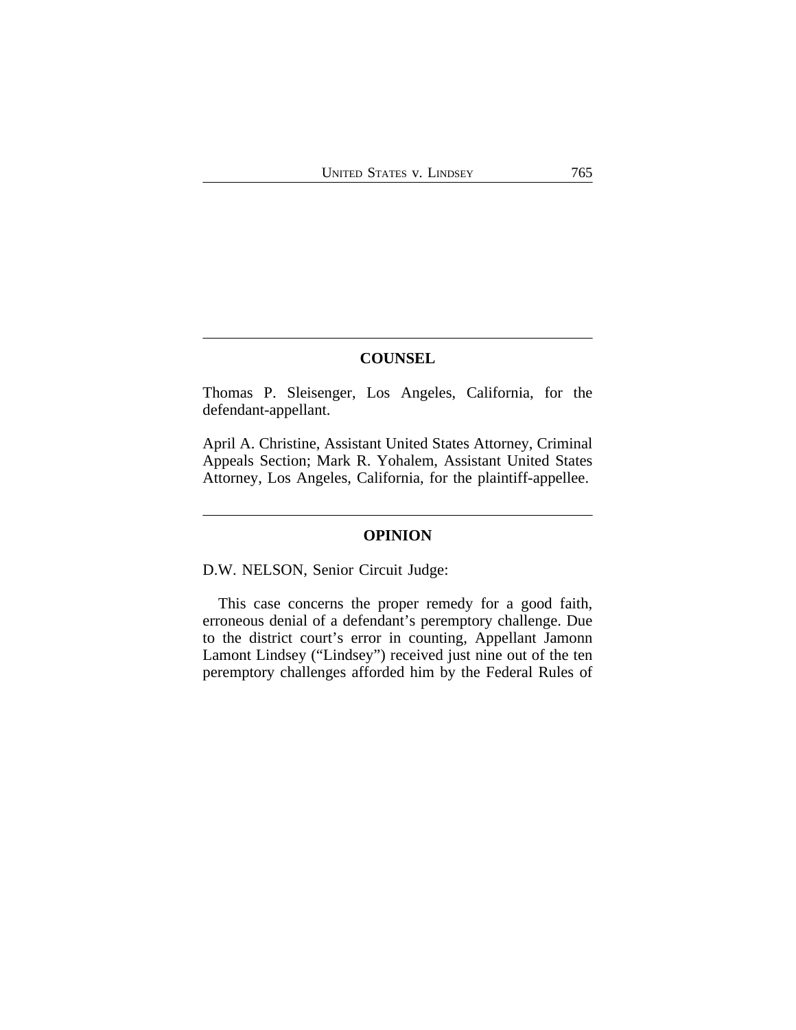## COUNSEL

Thomas P. Sleisenger, Los Angeles, California, for the defendant-appellant.

April A. Christine, Assistant United States Attorney, Criminal Appeals Section; Mark R. Yohalem, Assistant United States Attorney, Los Angeles, California, for the plaintiff-appellee.

## OPINION

D.W. NELSON, Senior Circuit Judge:

This case concerns the proper remedy for a good faith, erroneous denial of a defendant's peremptory challenge. Due to the district court's error in counting, Appellant Jamonn Lamont Lindsey ("Lindsey") received just nine out of the ten peremptory challenges afforded him by the Federal Rules of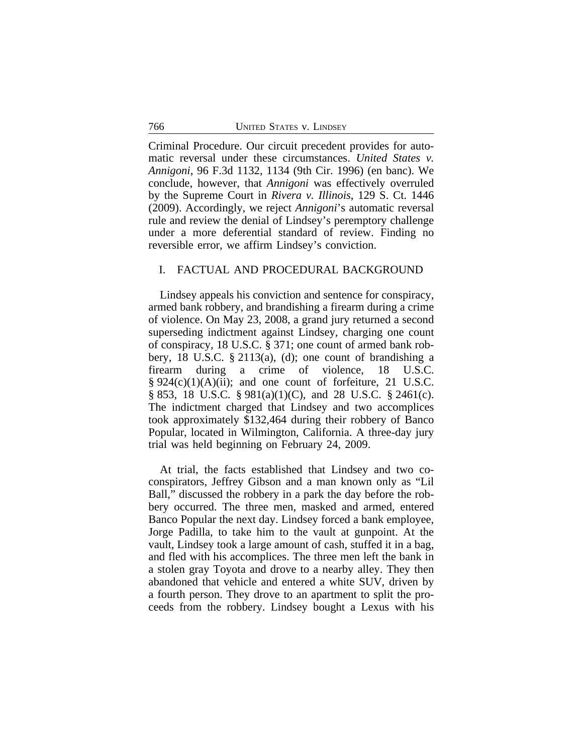Criminal Procedure. Our circuit precedent provides for automatic reversal under these circumstances. *United States v. Annigoni*, 96 F.3d 1132, 1134 (9th Cir. 1996) (en banc). We conclude, however, that *Annigoni* was effectively overruled by the Supreme Court in *Rivera v. Illinois*, 129 S. Ct. 1446 (2009). Accordingly, we reject *Annigoni*'s automatic reversal rule and review the denial of Lindsey's peremptory challenge under a more deferential standard of review. Finding no reversible error, we affirm Lindsey's conviction.

## I. FACTUAL AND PROCEDURAL BACKGROUND

Lindsey appeals his conviction and sentence for conspiracy, armed bank robbery, and brandishing a firearm during a crime of violence. On May 23, 2008, a grand jury returned a second superseding indictment against Lindsey, charging one count of conspiracy, 18 U.S.C. § 371; one count of armed bank robbery, 18 U.S.C. § 2113(a), (d); one count of brandishing a firearm during a crime of violence, 18 U.S.C. § 924(c)(1)(A)(ii); and one count of forfeiture, 21 U.S.C. § 853, 18 U.S.C. § 981(a)(1)(C), and 28 U.S.C. § 2461(c). The indictment charged that Lindsey and two accomplices took approximately $132,464 during their robbery of Banco Popular, located in Wilmington, California. A three-day jury trial was held beginning on February 24, 2009.

At trial, the facts established that Lindsey and two co-conspirators, Jeffrey Gibson and a man known only as "Lil Ball," discussed the robbery in a park the day before the robbery occurred. The three men, masked and armed, entered Banco Popular the next day. Lindsey forced a bank employee, Jorge Padilla, to take him to the vault at gunpoint. At the vault, Lindsey took a large amount of cash, stuffed it in a bag, and fled with his accomplices. The three men left the bank in a stolen gray Toyota and drove to a nearby alley. They then abandoned that vehicle and entered a white SUV, driven by a fourth person. They drove to an apartment to split the proceeds from the robbery. Lindsey bought a Lexus with his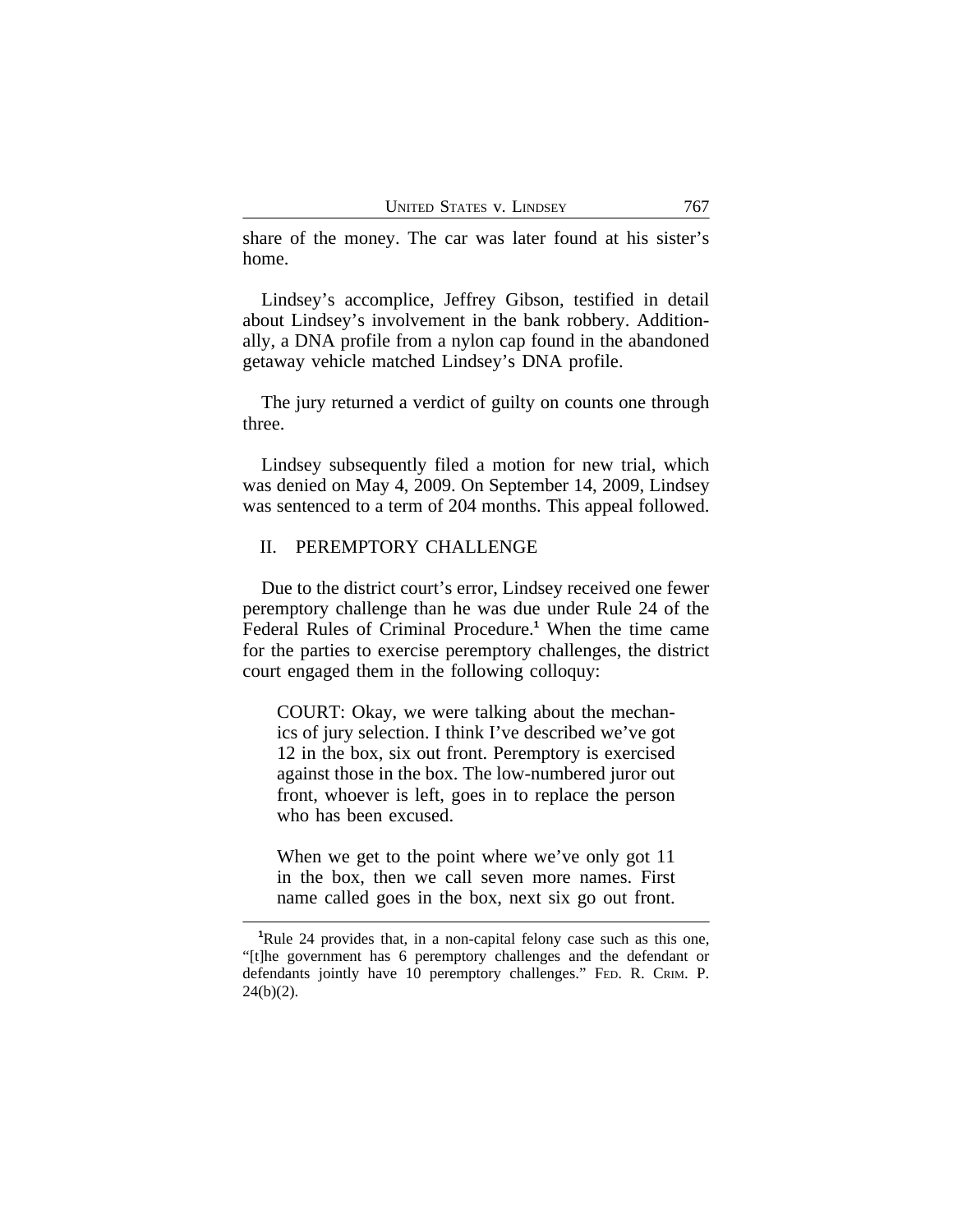share of the money. The car was later found at his sister's home.

Lindsey's accomplice, Jeffrey Gibson, testified in detail about Lindsey's involvement in the bank robbery. Additionally, a DNA profile from a nylon cap found in the abandoned getaway vehicle matched Lindsey's DNA profile.

The jury returned a verdict of guilty on counts one through three.

Lindsey subsequently filed a motion for new trial, which was denied on May 4, 2009. On September 14, 2009, Lindsey was sentenced to a term of 204 months. This appeal followed.

## II. PEREMPTORY CHALLENGE

Due to the district court's error, Lindsey received one fewer peremptory challenge than he was due under Rule 24 of the Federal Rules of Criminal Procedure.[1] When the time came for the parties to exercise peremptory challenges, the district court engaged them in the following colloquy:

> COURT: Okay, we were talking about the mechanics of jury selection. I think I've described we've got 12 in the box, six out front. Peremptory is exercised against those in the box. The low-numbered juror out front, whoever is left, goes in to replace the person who has been excused.
>
> When we get to the point where we've only got 11 in the box, then we call seven more names. First name called goes in the box, next six go out front.

[1]Rule 24 provides that, in a non-capital felony case such as this one, "[t]he government has 6 peremptory challenges and the defendant or defendants jointly have 10 peremptory challenges." FED. R. CRIM. P. 24(b)(2).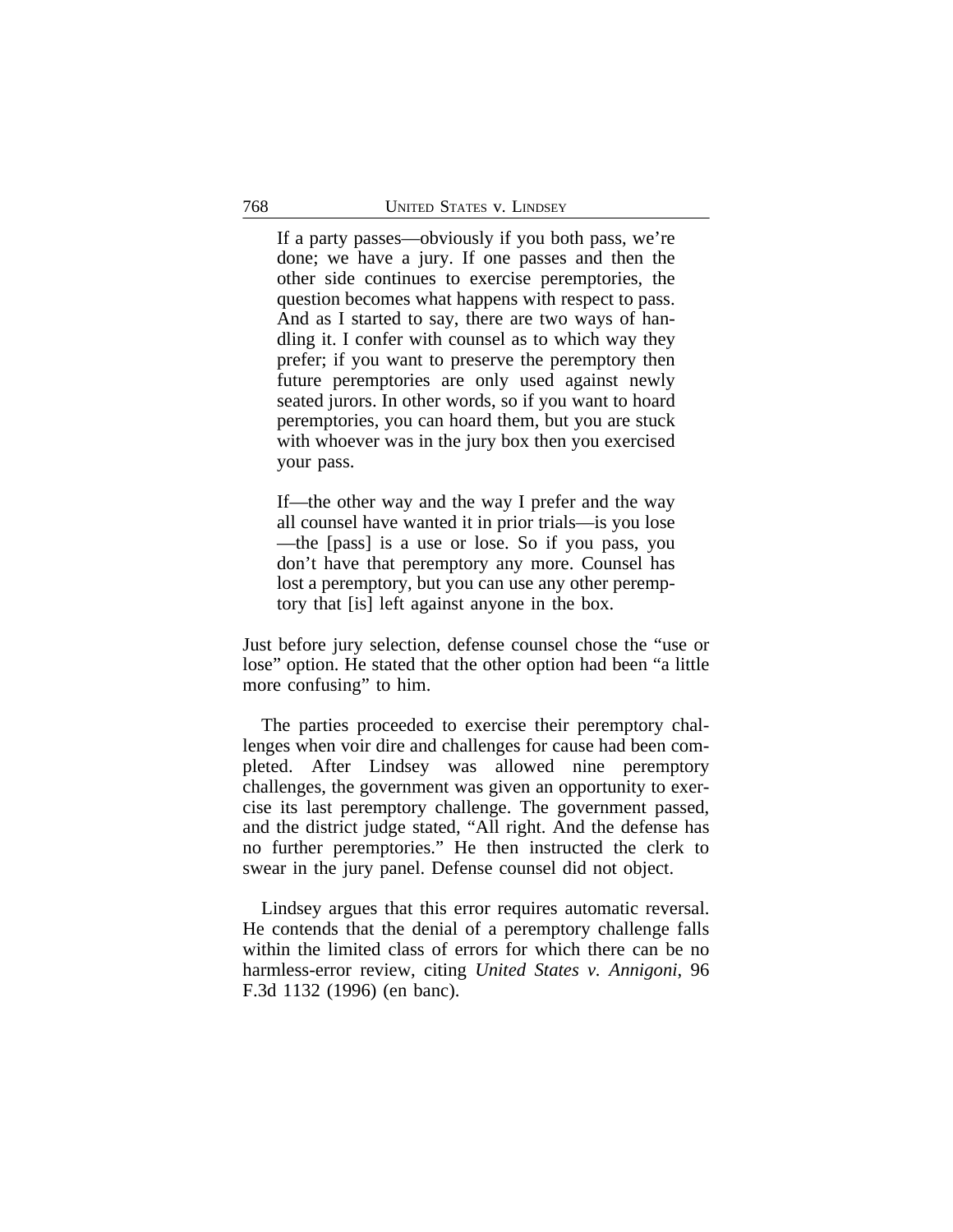> If a party passes—obviously if you both pass, we're done; we have a jury. If one passes and then the other side continues to exercise peremptories, the question becomes what happens with respect to pass. And as I started to say, there are two ways of handling it. I confer with counsel as to which way they prefer; if you want to preserve the peremptory then future peremptories are only used against newly seated jurors. In other words, so if you want to hoard peremptories, you can hoard them, but you are stuck with whoever was in the jury box then you exercised your pass.
>
> If—the other way and the way I prefer and the way all counsel have wanted it in prior trials—is you lose —the [pass] is a use or lose. So if you pass, you don't have that peremptory any more. Counsel has lost a peremptory, but you can use any other peremptory that [is] left against anyone in the box.

Just before jury selection, defense counsel chose the "use or lose" option. He stated that the other option had been "a little more confusing" to him.

The parties proceeded to exercise their peremptory challenges when voir dire and challenges for cause had been completed. After Lindsey was allowed nine peremptory challenges, the government was given an opportunity to exercise its last peremptory challenge. The government passed, and the district judge stated, "All right. And the defense has no further peremptories." He then instructed the clerk to swear in the jury panel. Defense counsel did not object.

Lindsey argues that this error requires automatic reversal. He contends that the denial of a peremptory challenge falls within the limited class of errors for which there can be no harmless-error review, citing *United States v. Annigoni*, 96 F.3d 1132 (1996) (en banc).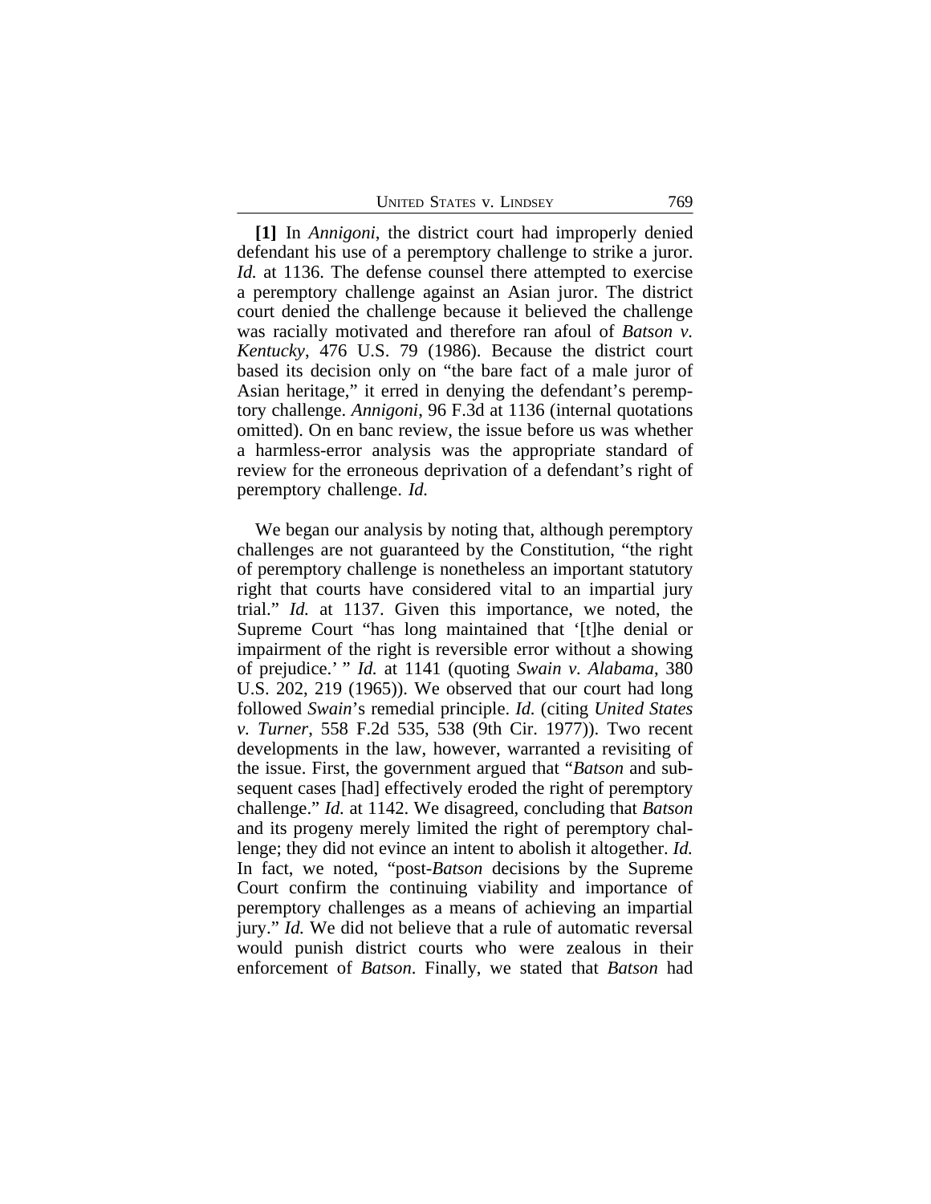**[1]** In *Annigoni*, the district court had improperly denied defendant his use of a peremptory challenge to strike a juror. *Id.* at 1136. The defense counsel there attempted to exercise a peremptory challenge against an Asian juror. The district court denied the challenge because it believed the challenge was racially motivated and therefore ran afoul of *Batson v. Kentucky*, 476 U.S. 79 (1986). Because the district court based its decision only on "the bare fact of a male juror of Asian heritage," it erred in denying the defendant's peremptory challenge. *Annigoni*, 96 F.3d at 1136 (internal quotations omitted). On en banc review, the issue before us was whether a harmless-error analysis was the appropriate standard of review for the erroneous deprivation of a defendant's right of peremptory challenge. *Id.*

We began our analysis by noting that, although peremptory challenges are not guaranteed by the Constitution, "the right of peremptory challenge is nonetheless an important statutory right that courts have considered vital to an impartial jury trial." *Id.* at 1137. Given this importance, we noted, the Supreme Court "has long maintained that '[t]he denial or impairment of the right is reversible error without a showing of prejudice.' " *Id.* at 1141 (quoting *Swain v. Alabama*, 380 U.S. 202, 219 (1965)). We observed that our court had long followed *Swain*'s remedial principle. *Id.* (citing *United States v. Turner*, 558 F.2d 535, 538 (9th Cir. 1977)). Two recent developments in the law, however, warranted a revisiting of the issue. First, the government argued that "*Batson* and subsequent cases [had] effectively eroded the right of peremptory challenge." *Id.* at 1142. We disagreed, concluding that *Batson* and its progeny merely limited the right of peremptory challenge; they did not evince an intent to abolish it altogether. *Id.* In fact, we noted, "post-*Batson* decisions by the Supreme Court confirm the continuing viability and importance of peremptory challenges as a means of achieving an impartial jury." *Id.* We did not believe that a rule of automatic reversal would punish district courts who were zealous in their enforcement of *Batson*. Finally, we stated that *Batson* had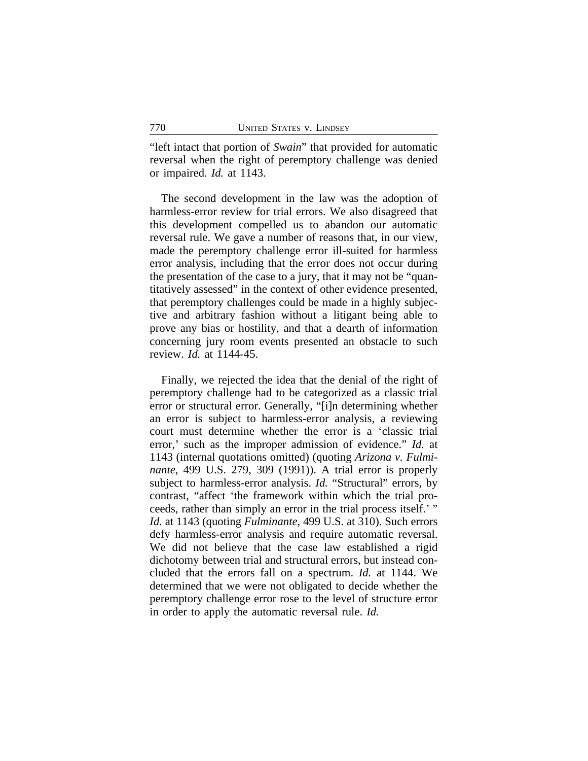"left intact that portion of *Swain*" that provided for automatic reversal when the right of peremptory challenge was denied or impaired. *Id.* at 1143.

The second development in the law was the adoption of harmless-error review for trial errors. We also disagreed that this development compelled us to abandon our automatic reversal rule. We gave a number of reasons that, in our view, made the peremptory challenge error ill-suited for harmless error analysis, including that the error does not occur during the presentation of the case to a jury, that it may not be "quantitatively assessed" in the context of other evidence presented, that peremptory challenges could be made in a highly subjective and arbitrary fashion without a litigant being able to prove any bias or hostility, and that a dearth of information concerning jury room events presented an obstacle to such review. *Id.* at 1144-45.

Finally, we rejected the idea that the denial of the right of peremptory challenge had to be categorized as a classic trial error or structural error. Generally, "[i]n determining whether an error is subject to harmless-error analysis, a reviewing court must determine whether the error is a 'classic trial error,' such as the improper admission of evidence." *Id.* at 1143 (internal quotations omitted) (quoting *Arizona v. Fulminante*, 499 U.S. 279, 309 (1991)). A trial error is properly subject to harmless-error analysis. *Id.* "Structural" errors, by contrast, "affect 'the framework within which the trial proceeds, rather than simply an error in the trial process itself.' " *Id.* at 1143 (quoting *Fulminante*, 499 U.S. at 310). Such errors defy harmless-error analysis and require automatic reversal. We did not believe that the case law established a rigid dichotomy between trial and structural errors, but instead concluded that the errors fall on a spectrum. *Id.* at 1144. We determined that we were not obligated to decide whether the peremptory challenge error rose to the level of structure error in order to apply the automatic reversal rule. *Id.*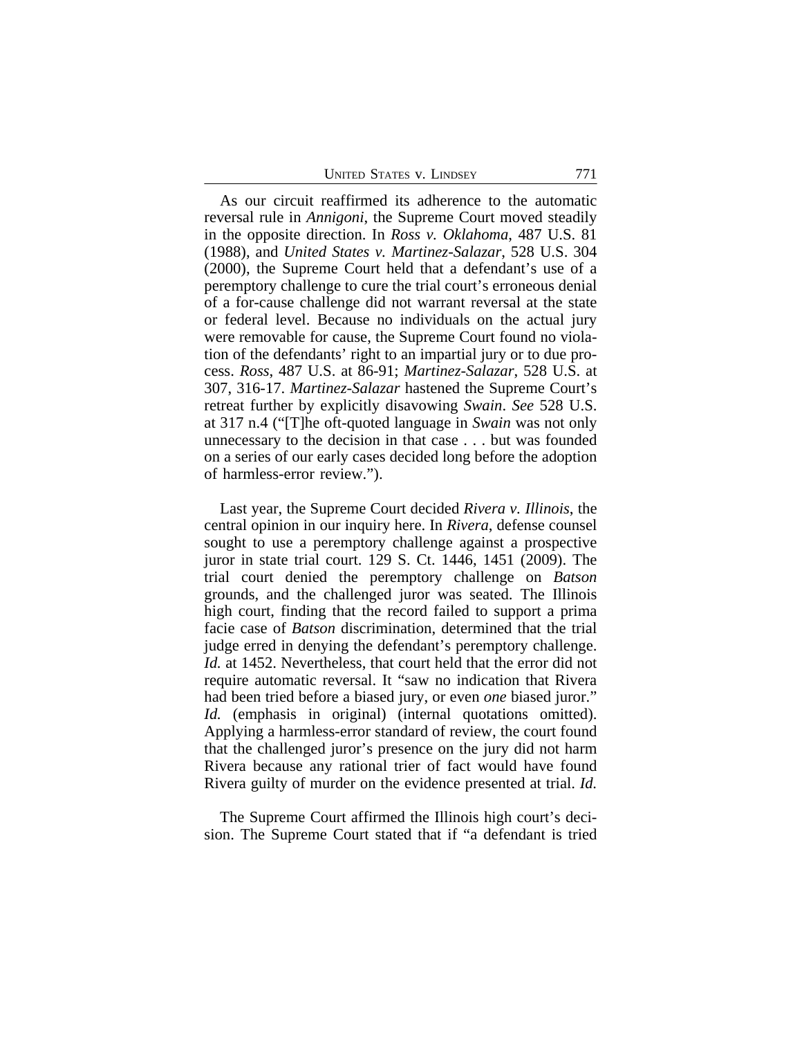As our circuit reaffirmed its adherence to the automatic reversal rule in *Annigoni*, the Supreme Court moved steadily in the opposite direction. In *Ross v. Oklahoma*, 487 U.S. 81 (1988), and *United States v. Martinez-Salazar*, 528 U.S. 304 (2000), the Supreme Court held that a defendant's use of a peremptory challenge to cure the trial court's erroneous denial of a for-cause challenge did not warrant reversal at the state or federal level. Because no individuals on the actual jury were removable for cause, the Supreme Court found no violation of the defendants' right to an impartial jury or to due process. *Ross*, 487 U.S. at 86-91; *Martinez-Salazar*, 528 U.S. at 307, 316-17. *Martinez-Salazar* hastened the Supreme Court's retreat further by explicitly disavowing *Swain*. *See* 528 U.S. at 317 n.4 ("[T]he oft-quoted language in *Swain* was not only unnecessary to the decision in that case . . . but was founded on a series of our early cases decided long before the adoption of harmless-error review.").

Last year, the Supreme Court decided *Rivera v. Illinois*, the central opinion in our inquiry here. In *Rivera*, defense counsel sought to use a peremptory challenge against a prospective juror in state trial court. 129 S. Ct. 1446, 1451 (2009). The trial court denied the peremptory challenge on *Batson* grounds, and the challenged juror was seated. The Illinois high court, finding that the record failed to support a prima facie case of *Batson* discrimination, determined that the trial judge erred in denying the defendant's peremptory challenge. *Id.* at 1452. Nevertheless, that court held that the error did not require automatic reversal. It "saw no indication that Rivera had been tried before a biased jury, or even *one* biased juror." *Id.* (emphasis in original) (internal quotations omitted). Applying a harmless-error standard of review, the court found that the challenged juror's presence on the jury did not harm Rivera because any rational trier of fact would have found Rivera guilty of murder on the evidence presented at trial. *Id.*

The Supreme Court affirmed the Illinois high court's decision. The Supreme Court stated that if "a defendant is tried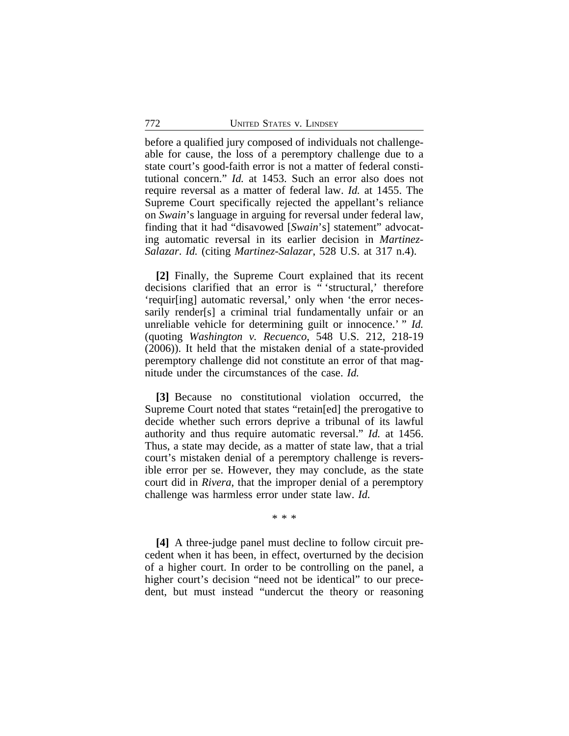before a qualified jury composed of individuals not challengeable for cause, the loss of a peremptory challenge due to a state court's good-faith error is not a matter of federal constitutional concern." *Id.* at 1453. Such an error also does not require reversal as a matter of federal law. *Id.* at 1455. The Supreme Court specifically rejected the appellant's reliance on *Swain*'s language in arguing for reversal under federal law, finding that it had "disavowed [*Swain*'s] statement" advocating automatic reversal in its earlier decision in *Martinez-Salazar*. *Id.* (citing *Martinez-Salazar*, 528 U.S. at 317 n.4).

**[2]** Finally, the Supreme Court explained that its recent decisions clarified that an error is " 'structural,' therefore 'requir[ing] automatic reversal,' only when 'the error necessarily render[s] a criminal trial fundamentally unfair or an unreliable vehicle for determining guilt or innocence.' " *Id.* (quoting *Washington v. Recuenco*, 548 U.S. 212, 218-19 (2006)). It held that the mistaken denial of a state-provided peremptory challenge did not constitute an error of that magnitude under the circumstances of the case. *Id.*

**[3]** Because no constitutional violation occurred, the Supreme Court noted that states "retain[ed] the prerogative to decide whether such errors deprive a tribunal of its lawful authority and thus require automatic reversal." *Id.* at 1456. Thus, a state may decide, as a matter of state law, that a trial court's mistaken denial of a peremptory challenge is reversible error per se. However, they may conclude, as the state court did in *Rivera*, that the improper denial of a peremptory challenge was harmless error under state law. *Id.*

\* \* \*

**[4]** A three-judge panel must decline to follow circuit precedent when it has been, in effect, overturned by the decision of a higher court. In order to be controlling on the panel, a higher court's decision "need not be identical" to our precedent, but must instead "undercut the theory or reasoning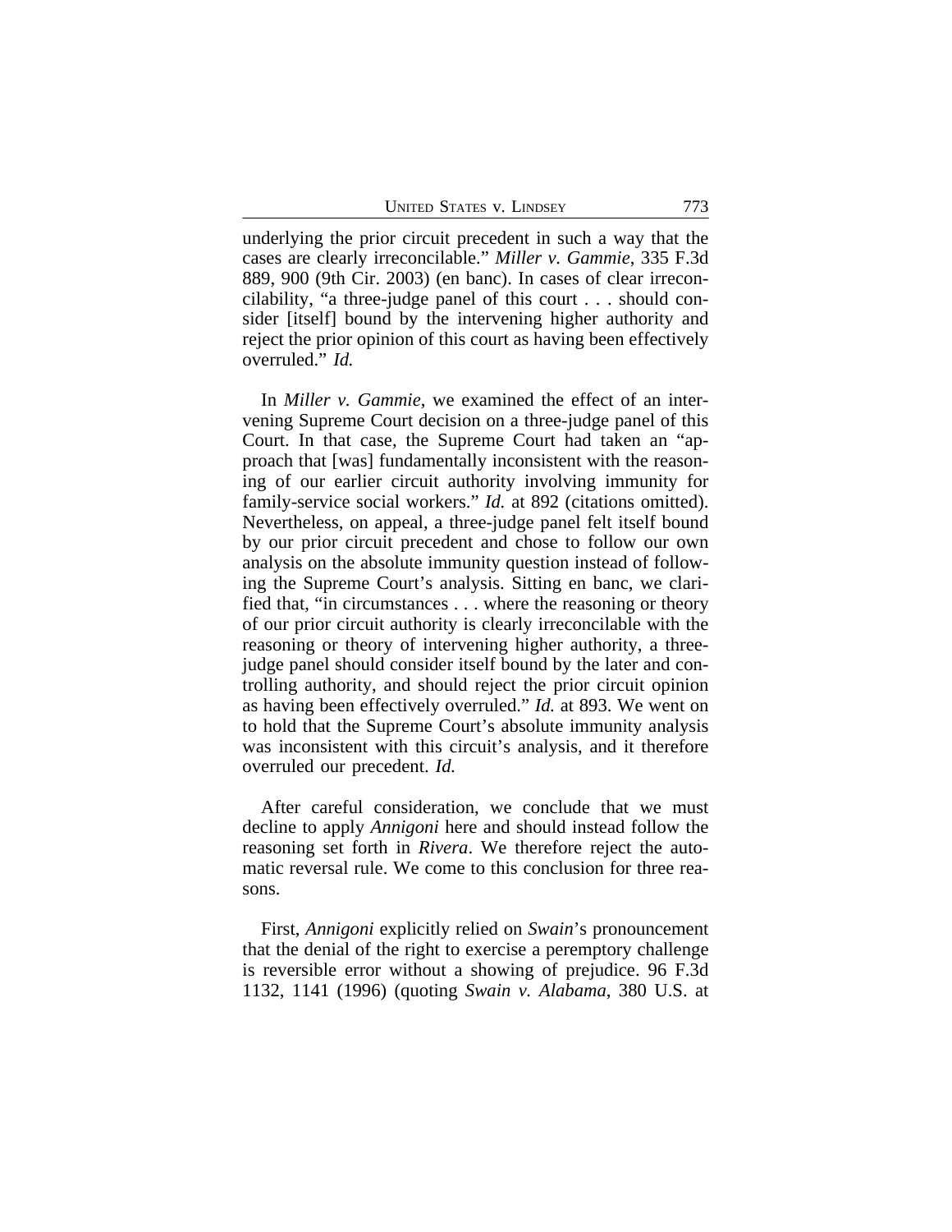underlying the prior circuit precedent in such a way that the cases are clearly irreconcilable." *Miller v. Gammie*, 335 F.3d 889, 900 (9th Cir. 2003) (en banc). In cases of clear irreconcilability, "a three-judge panel of this court . . . should consider [itself] bound by the intervening higher authority and reject the prior opinion of this court as having been effectively overruled." *Id.*

In *Miller v. Gammie*, we examined the effect of an intervening Supreme Court decision on a three-judge panel of this Court. In that case, the Supreme Court had taken an "approach that [was] fundamentally inconsistent with the reasoning of our earlier circuit authority involving immunity for family-service social workers." *Id.* at 892 (citations omitted). Nevertheless, on appeal, a three-judge panel felt itself bound by our prior circuit precedent and chose to follow our own analysis on the absolute immunity question instead of following the Supreme Court's analysis. Sitting en banc, we clarified that, "in circumstances . . . where the reasoning or theory of our prior circuit authority is clearly irreconcilable with the reasoning or theory of intervening higher authority, a three-judge panel should consider itself bound by the later and controlling authority, and should reject the prior circuit opinion as having been effectively overruled." *Id.* at 893. We went on to hold that the Supreme Court's absolute immunity analysis was inconsistent with this circuit's analysis, and it therefore overruled our precedent. *Id.*

After careful consideration, we conclude that we must decline to apply *Annigoni* here and should instead follow the reasoning set forth in *Rivera*. We therefore reject the automatic reversal rule. We come to this conclusion for three reasons.

First, *Annigoni* explicitly relied on *Swain*'s pronouncement that the denial of the right to exercise a peremptory challenge is reversible error without a showing of prejudice. 96 F.3d 1132, 1141 (1996) (quoting *Swain v. Alabama*, 380 U.S. at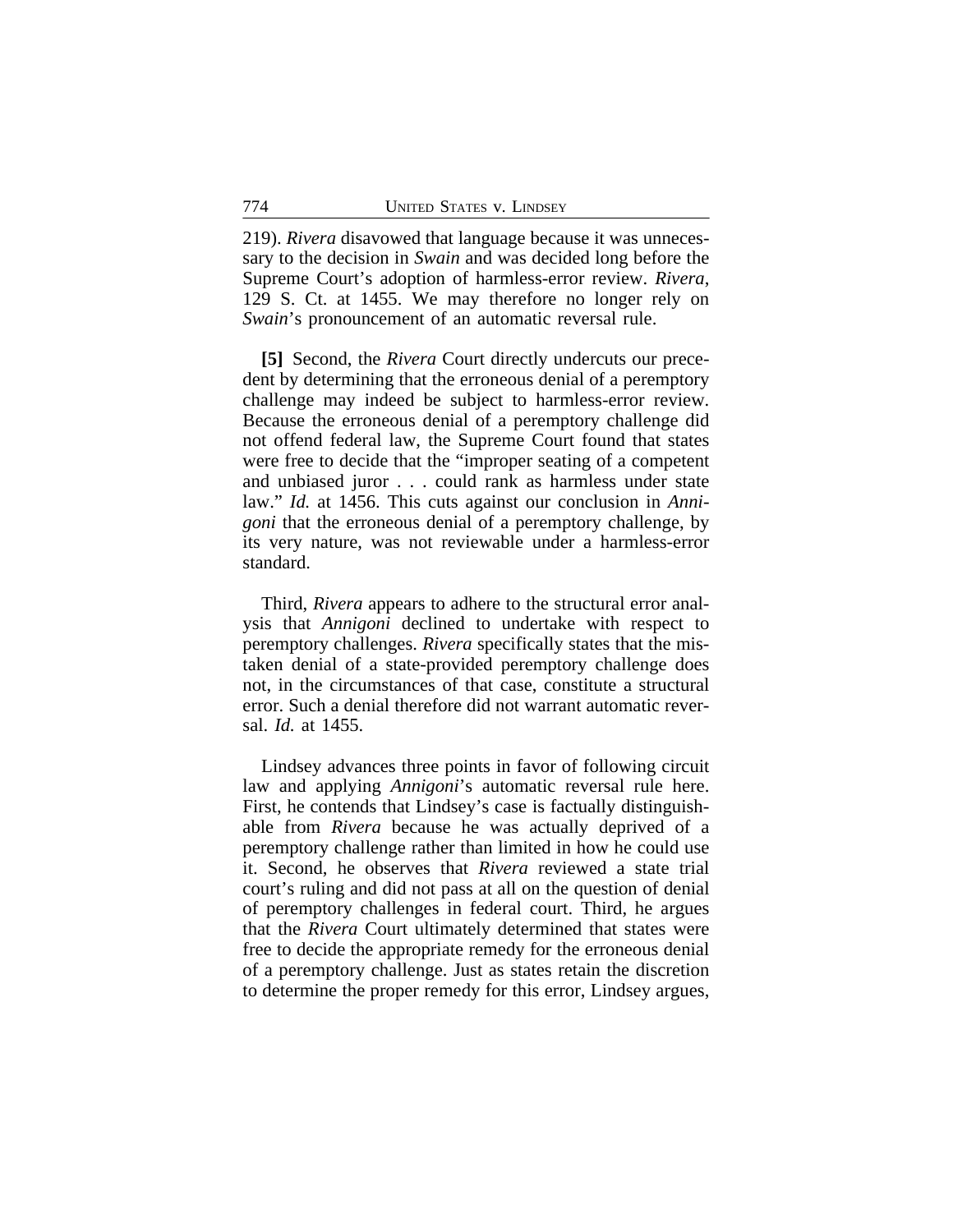219). *Rivera* disavowed that language because it was unnecessary to the decision in *Swain* and was decided long before the Supreme Court's adoption of harmless-error review. *Rivera*, 129 S. Ct. at 1455. We may therefore no longer rely on *Swain*'s pronouncement of an automatic reversal rule.

**[5]** Second, the *Rivera* Court directly undercuts our precedent by determining that the erroneous denial of a peremptory challenge may indeed be subject to harmless-error review. Because the erroneous denial of a peremptory challenge did not offend federal law, the Supreme Court found that states were free to decide that the "improper seating of a competent and unbiased juror . . . could rank as harmless under state law." *Id.* at 1456. This cuts against our conclusion in *Annigoni* that the erroneous denial of a peremptory challenge, by its very nature, was not reviewable under a harmless-error standard.

Third, *Rivera* appears to adhere to the structural error analysis that *Annigoni* declined to undertake with respect to peremptory challenges. *Rivera* specifically states that the mistaken denial of a state-provided peremptory challenge does not, in the circumstances of that case, constitute a structural error. Such a denial therefore did not warrant automatic reversal. *Id.* at 1455.

Lindsey advances three points in favor of following circuit law and applying *Annigoni*'s automatic reversal rule here. First, he contends that Lindsey's case is factually distinguishable from *Rivera* because he was actually deprived of a peremptory challenge rather than limited in how he could use it. Second, he observes that *Rivera* reviewed a state trial court's ruling and did not pass at all on the question of denial of peremptory challenges in federal court. Third, he argues that the *Rivera* Court ultimately determined that states were free to decide the appropriate remedy for the erroneous denial of a peremptory challenge. Just as states retain the discretion to determine the proper remedy for this error, Lindsey argues,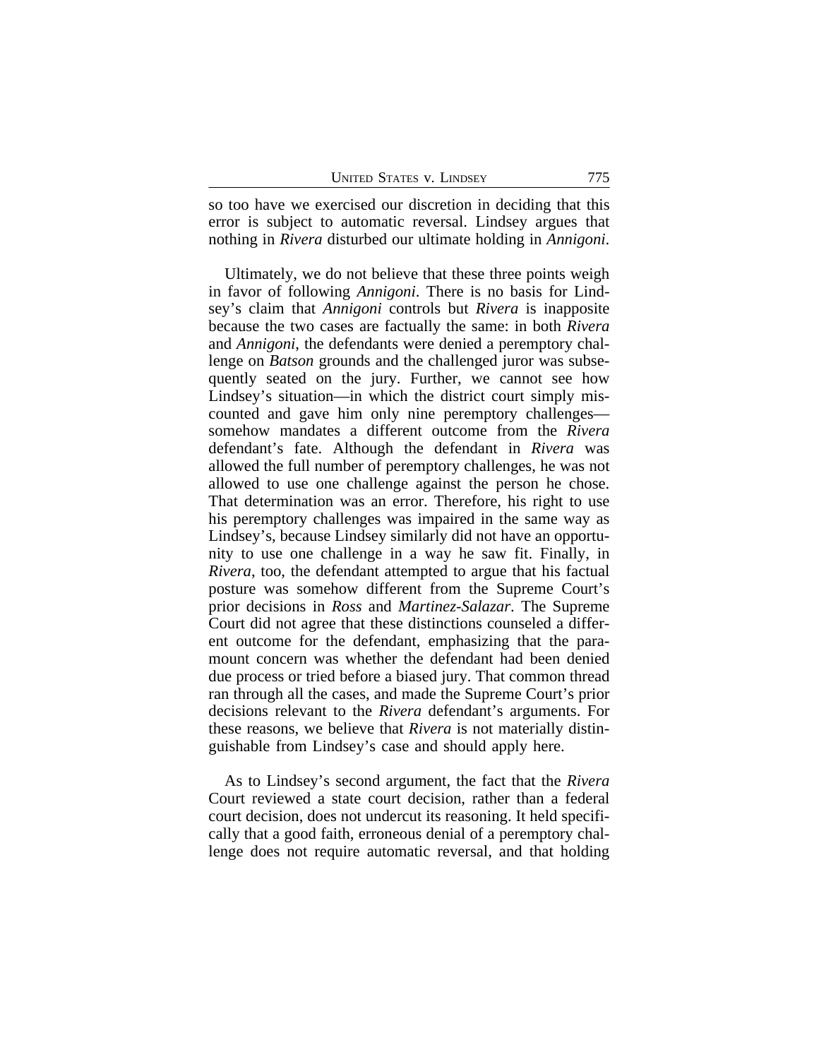so too have we exercised our discretion in deciding that this error is subject to automatic reversal. Lindsey argues that nothing in *Rivera* disturbed our ultimate holding in *Annigoni*.

Ultimately, we do not believe that these three points weigh in favor of following *Annigoni*. There is no basis for Lindsey's claim that *Annigoni* controls but *Rivera* is inapposite because the two cases are factually the same: in both *Rivera* and *Annigoni*, the defendants were denied a peremptory challenge on *Batson* grounds and the challenged juror was subsequently seated on the jury. Further, we cannot see how Lindsey's situation—in which the district court simply miscounted and gave him only nine peremptory challenges—somehow mandates a different outcome from the *Rivera* defendant's fate. Although the defendant in *Rivera* was allowed the full number of peremptory challenges, he was not allowed to use one challenge against the person he chose. That determination was an error. Therefore, his right to use his peremptory challenges was impaired in the same way as Lindsey's, because Lindsey similarly did not have an opportunity to use one challenge in a way he saw fit. Finally, in *Rivera*, too, the defendant attempted to argue that his factual posture was somehow different from the Supreme Court's prior decisions in *Ross* and *Martinez-Salazar*. The Supreme Court did not agree that these distinctions counseled a different outcome for the defendant, emphasizing that the paramount concern was whether the defendant had been denied due process or tried before a biased jury. That common thread ran through all the cases, and made the Supreme Court's prior decisions relevant to the *Rivera* defendant's arguments. For these reasons, we believe that *Rivera* is not materially distinguishable from Lindsey's case and should apply here.

As to Lindsey's second argument, the fact that the *Rivera* Court reviewed a state court decision, rather than a federal court decision, does not undercut its reasoning. It held specifically that a good faith, erroneous denial of a peremptory challenge does not require automatic reversal, and that holding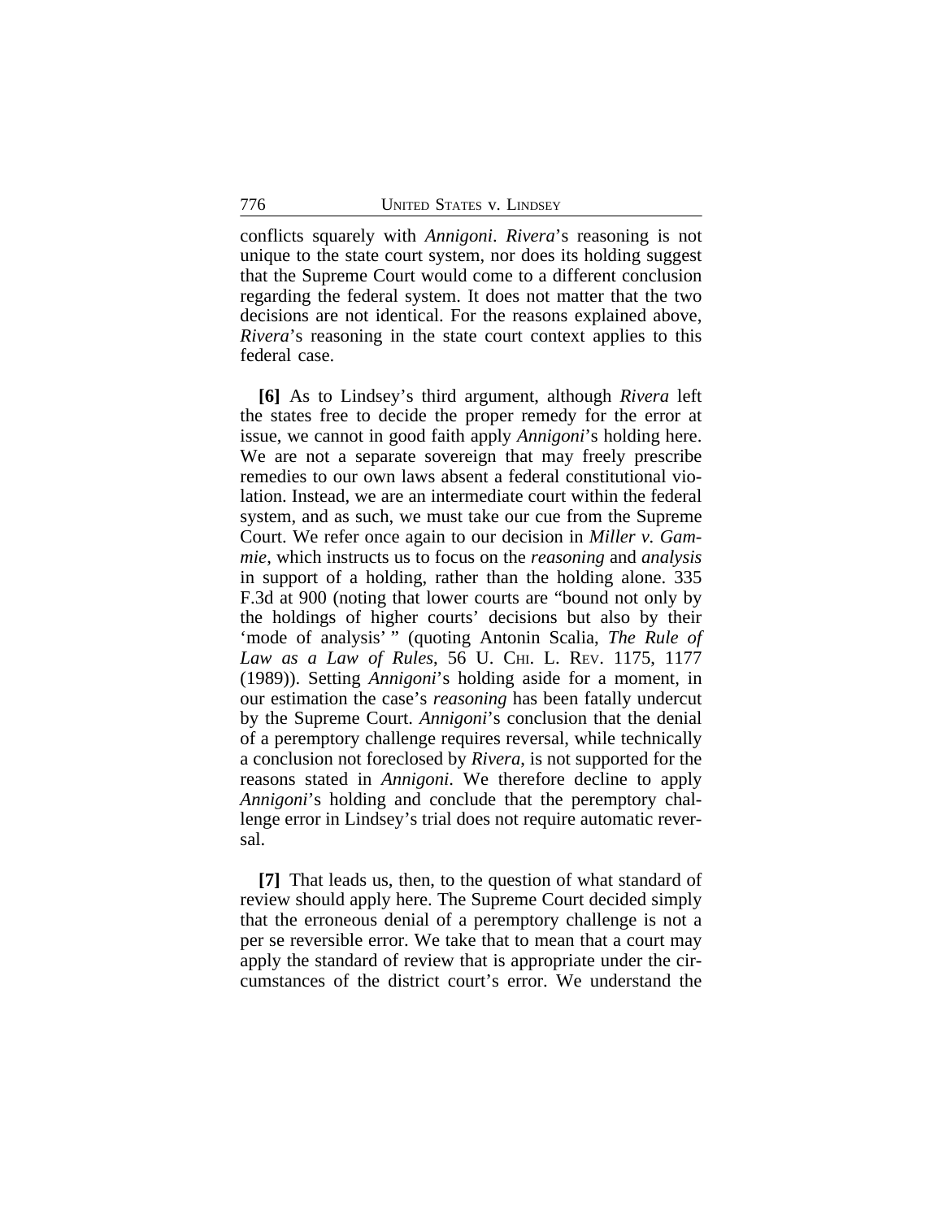conflicts squarely with *Annigoni*. *Rivera*'s reasoning is not unique to the state court system, nor does its holding suggest that the Supreme Court would come to a different conclusion regarding the federal system. It does not matter that the two decisions are not identical. For the reasons explained above, *Rivera*'s reasoning in the state court context applies to this federal case.

**[6]** As to Lindsey's third argument, although *Rivera* left the states free to decide the proper remedy for the error at issue, we cannot in good faith apply *Annigoni*'s holding here. We are not a separate sovereign that may freely prescribe remedies to our own laws absent a federal constitutional violation. Instead, we are an intermediate court within the federal system, and as such, we must take our cue from the Supreme Court. We refer once again to our decision in *Miller v. Gammie*, which instructs us to focus on the *reasoning* and *analysis* in support of a holding, rather than the holding alone. 335 F.3d at 900 (noting that lower courts are "bound not only by the holdings of higher courts' decisions but also by their 'mode of analysis' " (quoting Antonin Scalia, *The Rule of Law as a Law of Rules*, 56 U. CHI. L. REV. 1175, 1177 (1989)). Setting *Annigoni*'s holding aside for a moment, in our estimation the case's *reasoning* has been fatally undercut by the Supreme Court. *Annigoni*'s conclusion that the denial of a peremptory challenge requires reversal, while technically a conclusion not foreclosed by *Rivera*, is not supported for the reasons stated in *Annigoni*. We therefore decline to apply *Annigoni*'s holding and conclude that the peremptory challenge error in Lindsey's trial does not require automatic reversal.

**[7]** That leads us, then, to the question of what standard of review should apply here. The Supreme Court decided simply that the erroneous denial of a peremptory challenge is not a per se reversible error. We take that to mean that a court may apply the standard of review that is appropriate under the circumstances of the district court's error. We understand the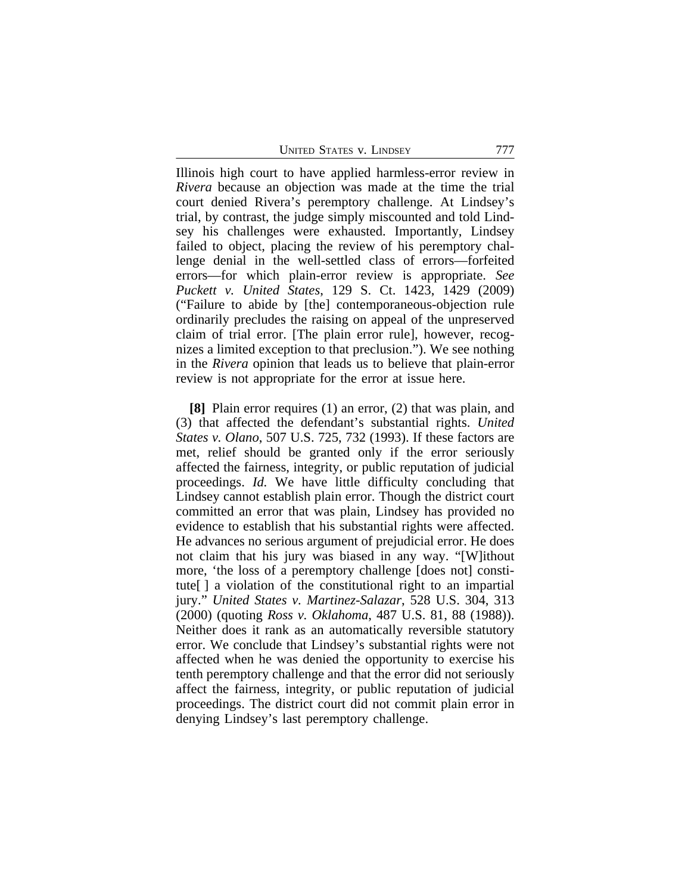Illinois high court to have applied harmless-error review in *Rivera* because an objection was made at the time the trial court denied Rivera's peremptory challenge. At Lindsey's trial, by contrast, the judge simply miscounted and told Lindsey his challenges were exhausted. Importantly, Lindsey failed to object, placing the review of his peremptory challenge denial in the well-settled class of errors—forfeited errors—for which plain-error review is appropriate. *See Puckett v. United States*, 129 S. Ct. 1423, 1429 (2009) ("Failure to abide by [the] contemporaneous-objection rule ordinarily precludes the raising on appeal of the unpreserved claim of trial error. [The plain error rule], however, recognizes a limited exception to that preclusion."). We see nothing in the *Rivera* opinion that leads us to believe that plain-error review is not appropriate for the error at issue here.

**[8]** Plain error requires (1) an error, (2) that was plain, and (3) that affected the defendant's substantial rights. *United States v. Olano*, 507 U.S. 725, 732 (1993). If these factors are met, relief should be granted only if the error seriously affected the fairness, integrity, or public reputation of judicial proceedings. *Id.* We have little difficulty concluding that Lindsey cannot establish plain error. Though the district court committed an error that was plain, Lindsey has provided no evidence to establish that his substantial rights were affected. He advances no serious argument of prejudicial error. He does not claim that his jury was biased in any way. "[W]ithout more, 'the loss of a peremptory challenge [does not] constitute[ ] a violation of the constitutional right to an impartial jury." *United States v. Martinez-Salazar*, 528 U.S. 304, 313 (2000) (quoting *Ross v. Oklahoma*, 487 U.S. 81, 88 (1988)). Neither does it rank as an automatically reversible statutory error. We conclude that Lindsey's substantial rights were not affected when he was denied the opportunity to exercise his tenth peremptory challenge and that the error did not seriously affect the fairness, integrity, or public reputation of judicial proceedings. The district court did not commit plain error in denying Lindsey's last peremptory challenge.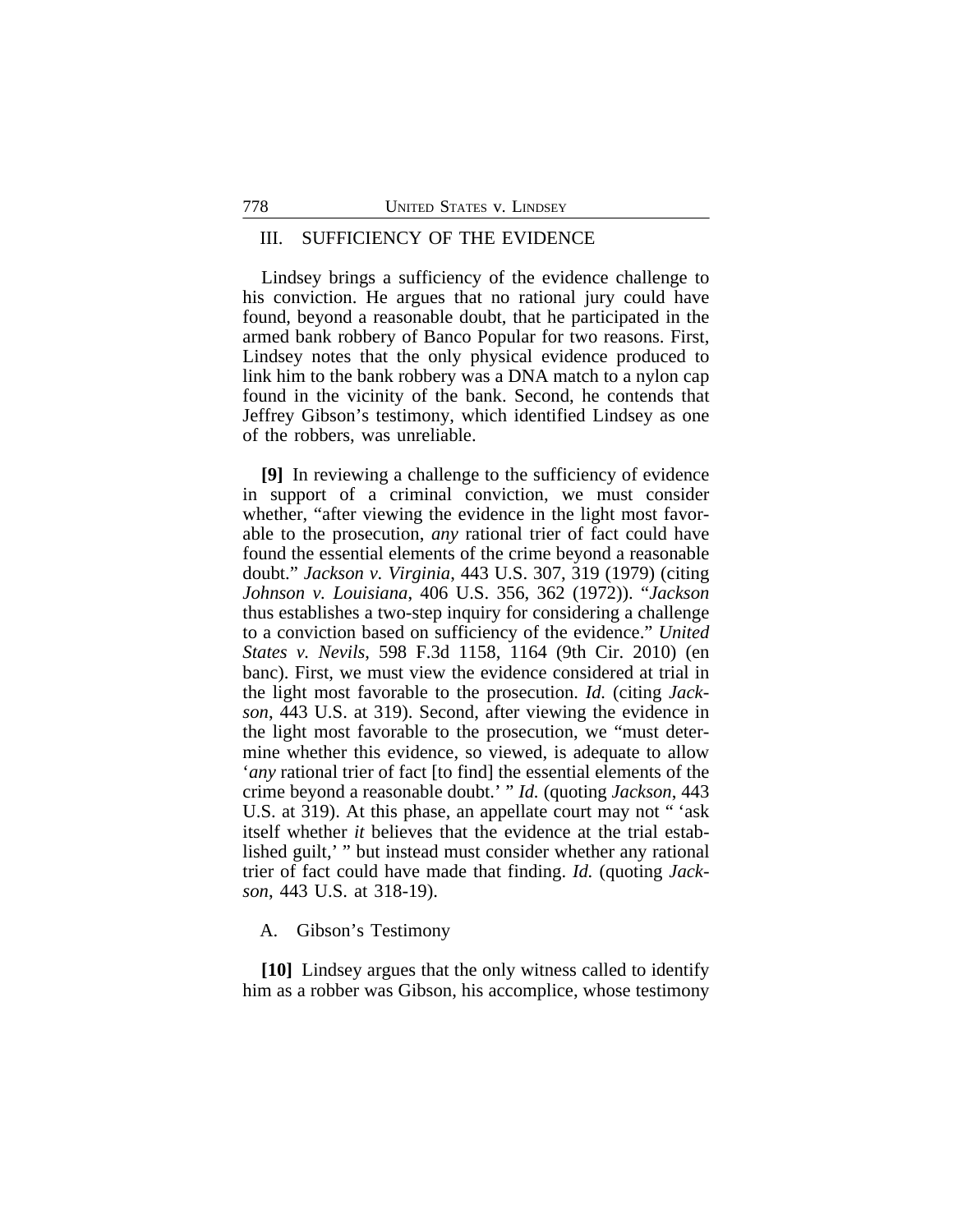## III. SUFFICIENCY OF THE EVIDENCE

Lindsey brings a sufficiency of the evidence challenge to his conviction. He argues that no rational jury could have found, beyond a reasonable doubt, that he participated in the armed bank robbery of Banco Popular for two reasons. First, Lindsey notes that the only physical evidence produced to link him to the bank robbery was a DNA match to a nylon cap found in the vicinity of the bank. Second, he contends that Jeffrey Gibson's testimony, which identified Lindsey as one of the robbers, was unreliable.

**[9]** In reviewing a challenge to the sufficiency of evidence in support of a criminal conviction, we must consider whether, "after viewing the evidence in the light most favorable to the prosecution, *any* rational trier of fact could have found the essential elements of the crime beyond a reasonable doubt." *Jackson v. Virginia*, 443 U.S. 307, 319 (1979) (citing *Johnson v. Louisiana*, 406 U.S. 356, 362 (1972)). "*Jackson* thus establishes a two-step inquiry for considering a challenge to a conviction based on sufficiency of the evidence." *United States v. Nevils*, 598 F.3d 1158, 1164 (9th Cir. 2010) (en banc). First, we must view the evidence considered at trial in the light most favorable to the prosecution. *Id.* (citing *Jackson*, 443 U.S. at 319). Second, after viewing the evidence in the light most favorable to the prosecution, we "must determine whether this evidence, so viewed, is adequate to allow '*any* rational trier of fact [to find] the essential elements of the crime beyond a reasonable doubt.' " *Id.* (quoting *Jackson*, 443 U.S. at 319). At this phase, an appellate court may not " 'ask itself whether *it* believes that the evidence at the trial established guilt,' " but instead must consider whether any rational trier of fact could have made that finding. *Id.* (quoting *Jackson*, 443 U.S. at 318-19).

### A. Gibson's Testimony

**[10]** Lindsey argues that the only witness called to identify him as a robber was Gibson, his accomplice, whose testimony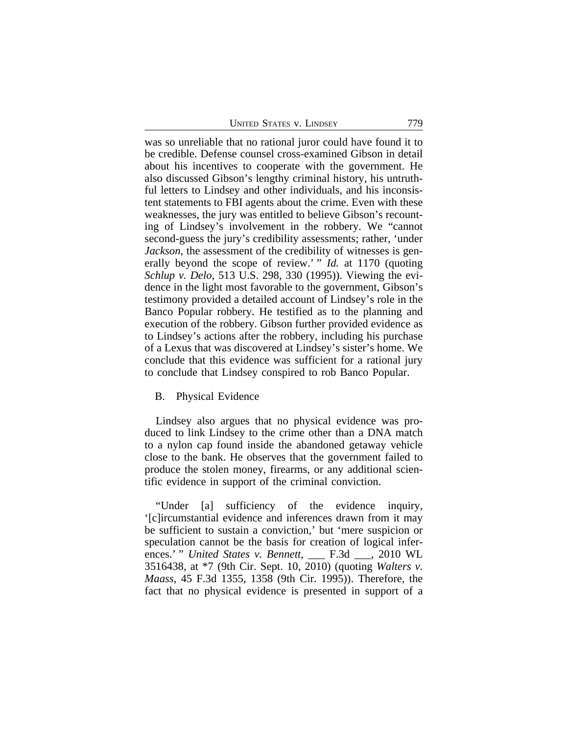was so unreliable that no rational juror could have found it to be credible. Defense counsel cross-examined Gibson in detail about his incentives to cooperate with the government. He also discussed Gibson's lengthy criminal history, his untruthful letters to Lindsey and other individuals, and his inconsistent statements to FBI agents about the crime. Even with these weaknesses, the jury was entitled to believe Gibson's recounting of Lindsey's involvement in the robbery. We "cannot second-guess the jury's credibility assessments; rather, 'under *Jackson*, the assessment of the credibility of witnesses is generally beyond the scope of review.' " *Id.* at 1170 (quoting *Schlup v. Delo*, 513 U.S. 298, 330 (1995)). Viewing the evidence in the light most favorable to the government, Gibson's testimony provided a detailed account of Lindsey's role in the Banco Popular robbery. He testified as to the planning and execution of the robbery. Gibson further provided evidence as to Lindsey's actions after the robbery, including his purchase of a Lexus that was discovered at Lindsey's sister's home. We conclude that this evidence was sufficient for a rational jury to conclude that Lindsey conspired to rob Banco Popular.

B. Physical Evidence

Lindsey also argues that no physical evidence was produced to link Lindsey to the crime other than a DNA match to a nylon cap found inside the abandoned getaway vehicle close to the bank. He observes that the government failed to produce the stolen money, firearms, or any additional scientific evidence in support of the criminal conviction.

"Under [a] sufficiency of the evidence inquiry, '[c]ircumstantial evidence and inferences drawn from it may be sufficient to sustain a conviction,' but 'mere suspicion or speculation cannot be the basis for creation of logical inferences.' " *United States v. Bennett*, ___ F.3d ___, 2010 WL 3516438, at *7 (9th Cir. Sept. 10, 2010) (quoting *Walters v. Maass*, 45 F.3d 1355, 1358 (9th Cir. 1995)). Therefore, the fact that no physical evidence is presented in support of a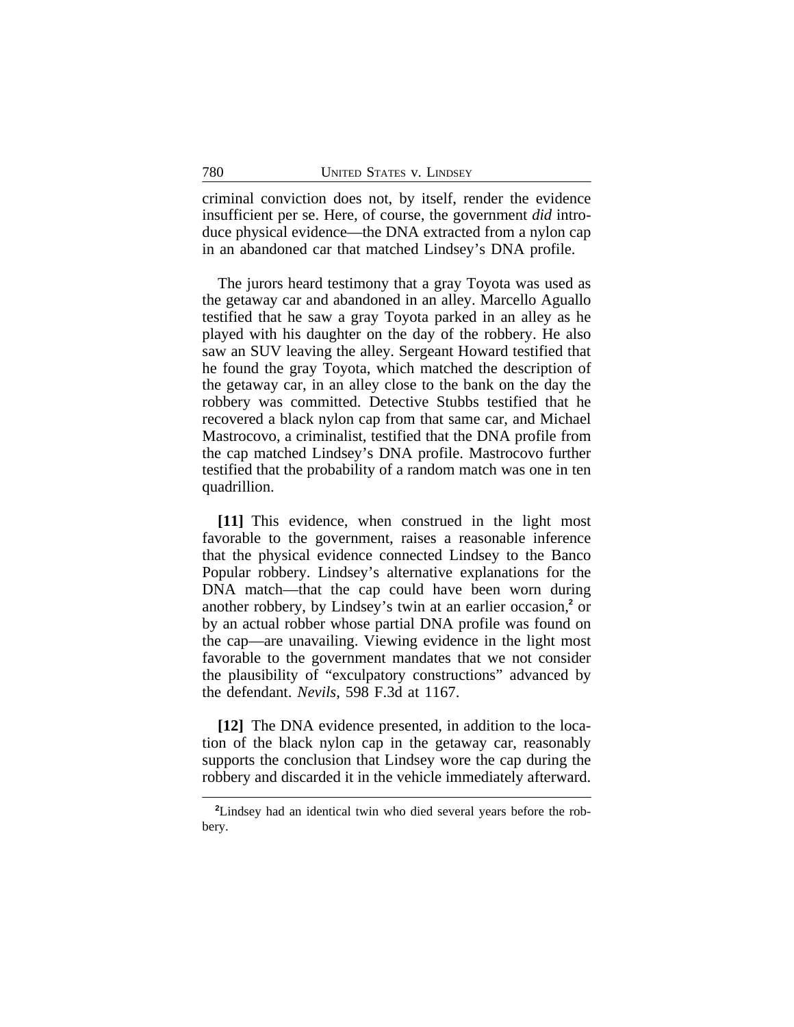criminal conviction does not, by itself, render the evidence insufficient per se. Here, of course, the government *did* introduce physical evidence—the DNA extracted from a nylon cap in an abandoned car that matched Lindsey's DNA profile.

The jurors heard testimony that a gray Toyota was used as the getaway car and abandoned in an alley. Marcello Aguallo testified that he saw a gray Toyota parked in an alley as he played with his daughter on the day of the robbery. He also saw an SUV leaving the alley. Sergeant Howard testified that he found the gray Toyota, which matched the description of the getaway car, in an alley close to the bank on the day the robbery was committed. Detective Stubbs testified that he recovered a black nylon cap from that same car, and Michael Mastrocovo, a criminalist, testified that the DNA profile from the cap matched Lindsey's DNA profile. Mastrocovo further testified that the probability of a random match was one in ten quadrillion.

**[11]** This evidence, when construed in the light most favorable to the government, raises a reasonable inference that the physical evidence connected Lindsey to the Banco Popular robbery. Lindsey's alternative explanations for the DNA match—that the cap could have been worn during another robbery, by Lindsey's twin at an earlier occasion,[2] or by an actual robber whose partial DNA profile was found on the cap—are unavailing. Viewing evidence in the light most favorable to the government mandates that we not consider the plausibility of "exculpatory constructions" advanced by the defendant. *Nevils*, 598 F.3d at 1167.

**[12]** The DNA evidence presented, in addition to the location of the black nylon cap in the getaway car, reasonably supports the conclusion that Lindsey wore the cap during the robbery and discarded it in the vehicle immediately afterward.

[2]Lindsey had an identical twin who died several years before the robbery.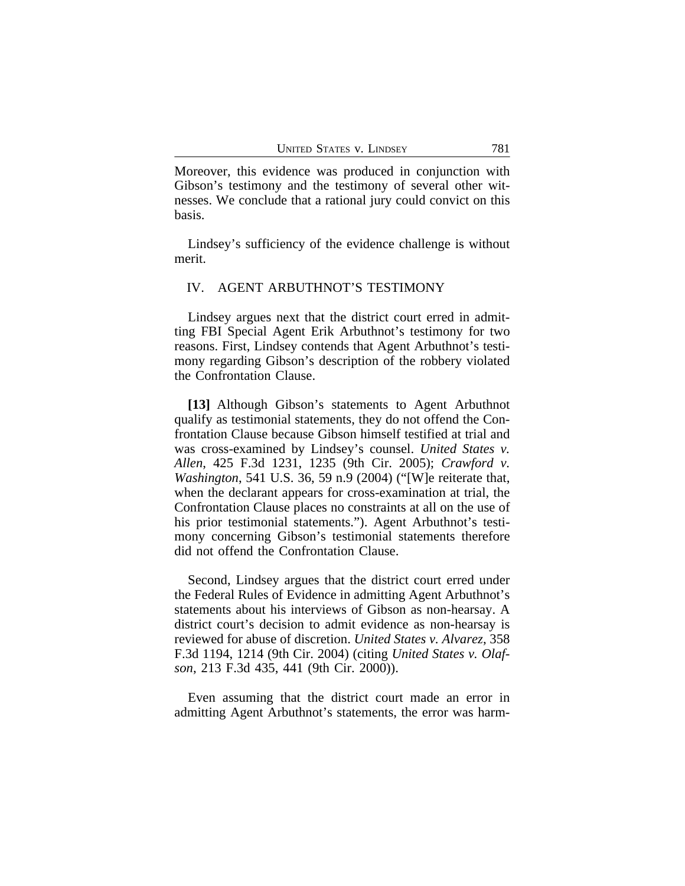Moreover, this evidence was produced in conjunction with Gibson's testimony and the testimony of several other witnesses. We conclude that a rational jury could convict on this basis.

Lindsey's sufficiency of the evidence challenge is without merit.

## IV. AGENT ARBUTHNOT'S TESTIMONY

Lindsey argues next that the district court erred in admitting FBI Special Agent Erik Arbuthnot's testimony for two reasons. First, Lindsey contends that Agent Arbuthnot's testimony regarding Gibson's description of the robbery violated the Confrontation Clause.

**[13]** Although Gibson's statements to Agent Arbuthnot qualify as testimonial statements, they do not offend the Confrontation Clause because Gibson himself testified at trial and was cross-examined by Lindsey's counsel. *United States v. Allen*, 425 F.3d 1231, 1235 (9th Cir. 2005); *Crawford v. Washington*, 541 U.S. 36, 59 n.9 (2004) ("[W]e reiterate that, when the declarant appears for cross-examination at trial, the Confrontation Clause places no constraints at all on the use of his prior testimonial statements."). Agent Arbuthnot's testimony concerning Gibson's testimonial statements therefore did not offend the Confrontation Clause.

Second, Lindsey argues that the district court erred under the Federal Rules of Evidence in admitting Agent Arbuthnot's statements about his interviews of Gibson as non-hearsay. A district court's decision to admit evidence as non-hearsay is reviewed for abuse of discretion. *United States v. Alvarez*, 358 F.3d 1194, 1214 (9th Cir. 2004) (citing *United States v. Olafson*, 213 F.3d 435, 441 (9th Cir. 2000)).

Even assuming that the district court made an error in admitting Agent Arbuthnot's statements, the error was harm-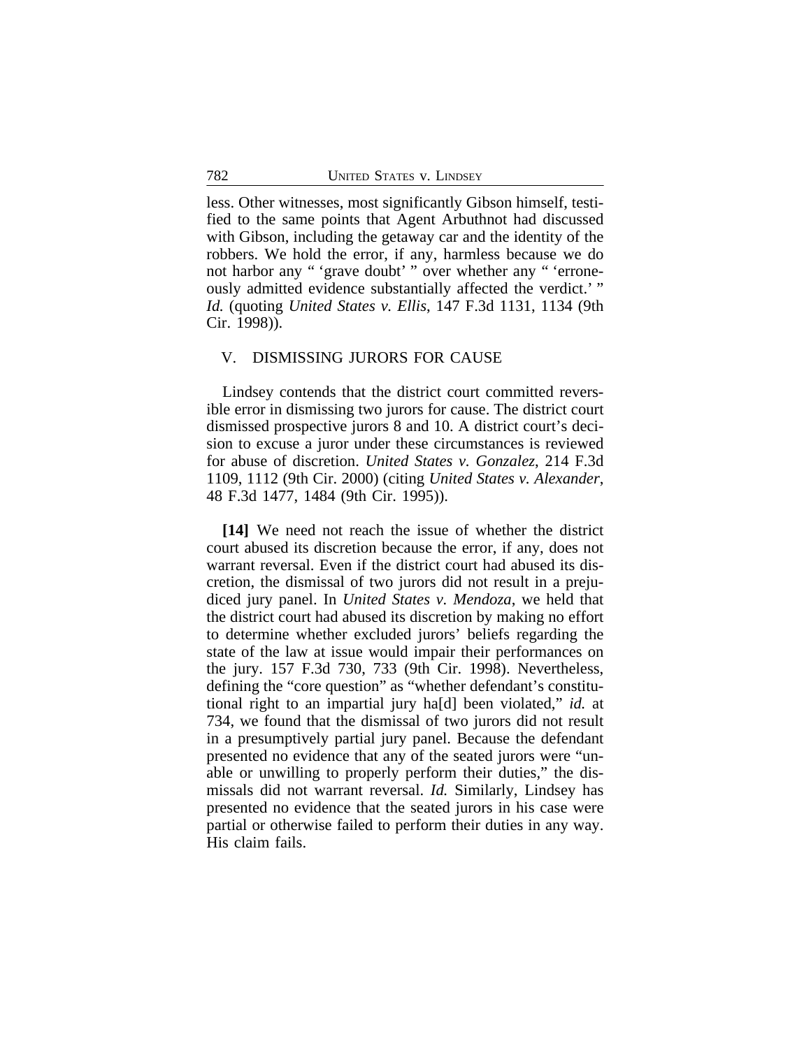less. Other witnesses, most significantly Gibson himself, testified to the same points that Agent Arbuthnot had discussed with Gibson, including the getaway car and the identity of the robbers. We hold the error, if any, harmless because we do not harbor any " 'grave doubt' " over whether any " 'erroneously admitted evidence substantially affected the verdict.' " *Id.* (quoting *United States v. Ellis*, 147 F.3d 1131, 1134 (9th Cir. 1998)).

## V. DISMISSING JURORS FOR CAUSE

Lindsey contends that the district court committed reversible error in dismissing two jurors for cause. The district court dismissed prospective jurors 8 and 10. A district court's decision to excuse a juror under these circumstances is reviewed for abuse of discretion. *United States v. Gonzalez*, 214 F.3d 1109, 1112 (9th Cir. 2000) (citing *United States v. Alexander*, 48 F.3d 1477, 1484 (9th Cir. 1995)).

**[14]** We need not reach the issue of whether the district court abused its discretion because the error, if any, does not warrant reversal. Even if the district court had abused its discretion, the dismissal of two jurors did not result in a prejudiced jury panel. In *United States v. Mendoza*, we held that the district court had abused its discretion by making no effort to determine whether excluded jurors' beliefs regarding the state of the law at issue would impair their performances on the jury. 157 F.3d 730, 733 (9th Cir. 1998). Nevertheless, defining the "core question" as "whether defendant's constitutional right to an impartial jury ha[d] been violated," *id.* at 734, we found that the dismissal of two jurors did not result in a presumptively partial jury panel. Because the defendant presented no evidence that any of the seated jurors were "unable or unwilling to properly perform their duties," the dismissals did not warrant reversal. *Id.* Similarly, Lindsey has presented no evidence that the seated jurors in his case were partial or otherwise failed to perform their duties in any way. His claim fails.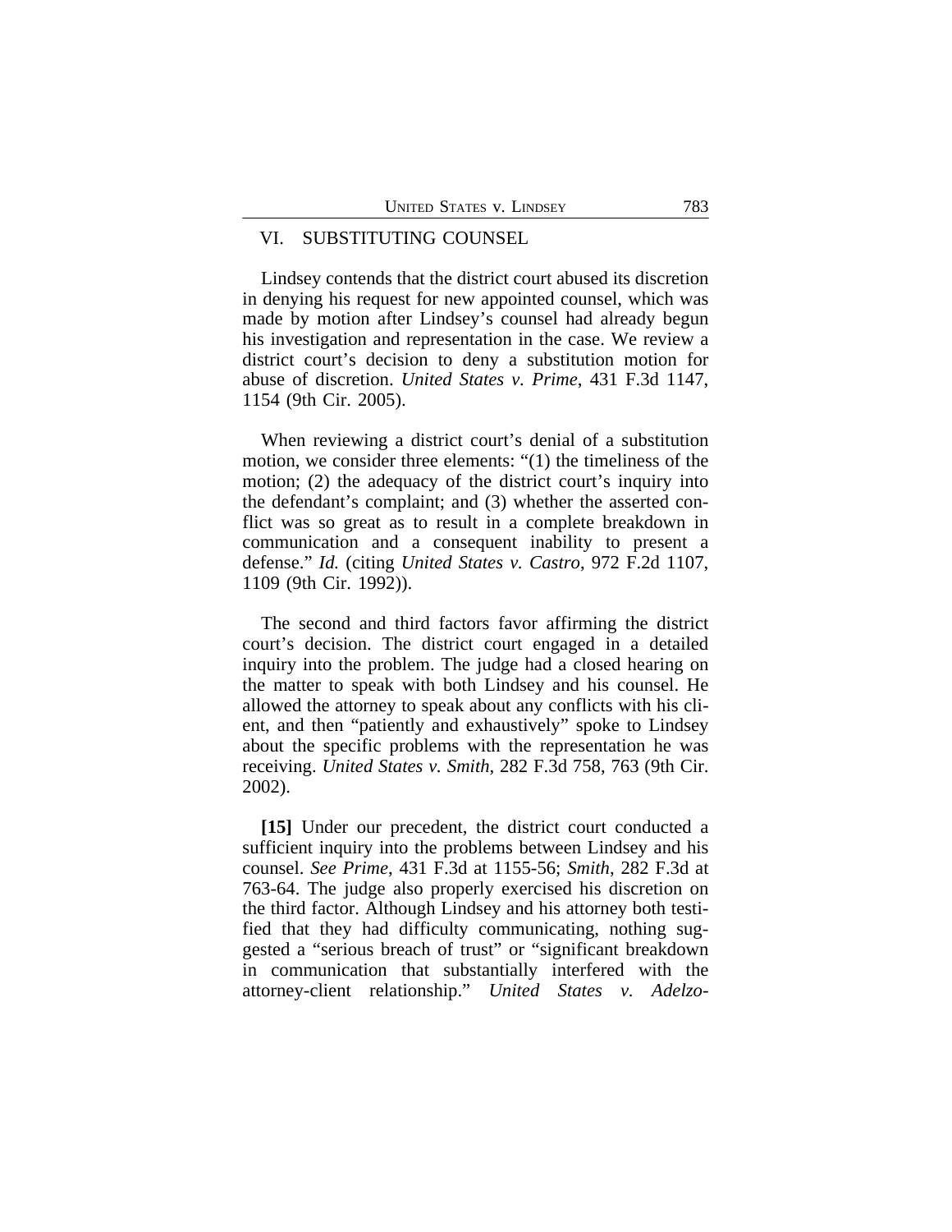## VI. SUBSTITUTING COUNSEL

Lindsey contends that the district court abused its discretion in denying his request for new appointed counsel, which was made by motion after Lindsey's counsel had already begun his investigation and representation in the case. We review a district court's decision to deny a substitution motion for abuse of discretion. *United States v. Prime*, 431 F.3d 1147, 1154 (9th Cir. 2005).

When reviewing a district court's denial of a substitution motion, we consider three elements: "(1) the timeliness of the motion; (2) the adequacy of the district court's inquiry into the defendant's complaint; and (3) whether the asserted conflict was so great as to result in a complete breakdown in communication and a consequent inability to present a defense." *Id.* (citing *United States v. Castro*, 972 F.2d 1107, 1109 (9th Cir. 1992)).

The second and third factors favor affirming the district court's decision. The district court engaged in a detailed inquiry into the problem. The judge had a closed hearing on the matter to speak with both Lindsey and his counsel. He allowed the attorney to speak about any conflicts with his client, and then "patiently and exhaustively" spoke to Lindsey about the specific problems with the representation he was receiving. *United States v. Smith*, 282 F.3d 758, 763 (9th Cir. 2002).

**[15]** Under our precedent, the district court conducted a sufficient inquiry into the problems between Lindsey and his counsel. *See Prime*, 431 F.3d at 1155-56; *Smith*, 282 F.3d at 763-64. The judge also properly exercised his discretion on the third factor. Although Lindsey and his attorney both testified that they had difficulty communicating, nothing suggested a "serious breach of trust" or "significant breakdown in communication that substantially interfered with the attorney-client relationship." *United States v. Adelzo-*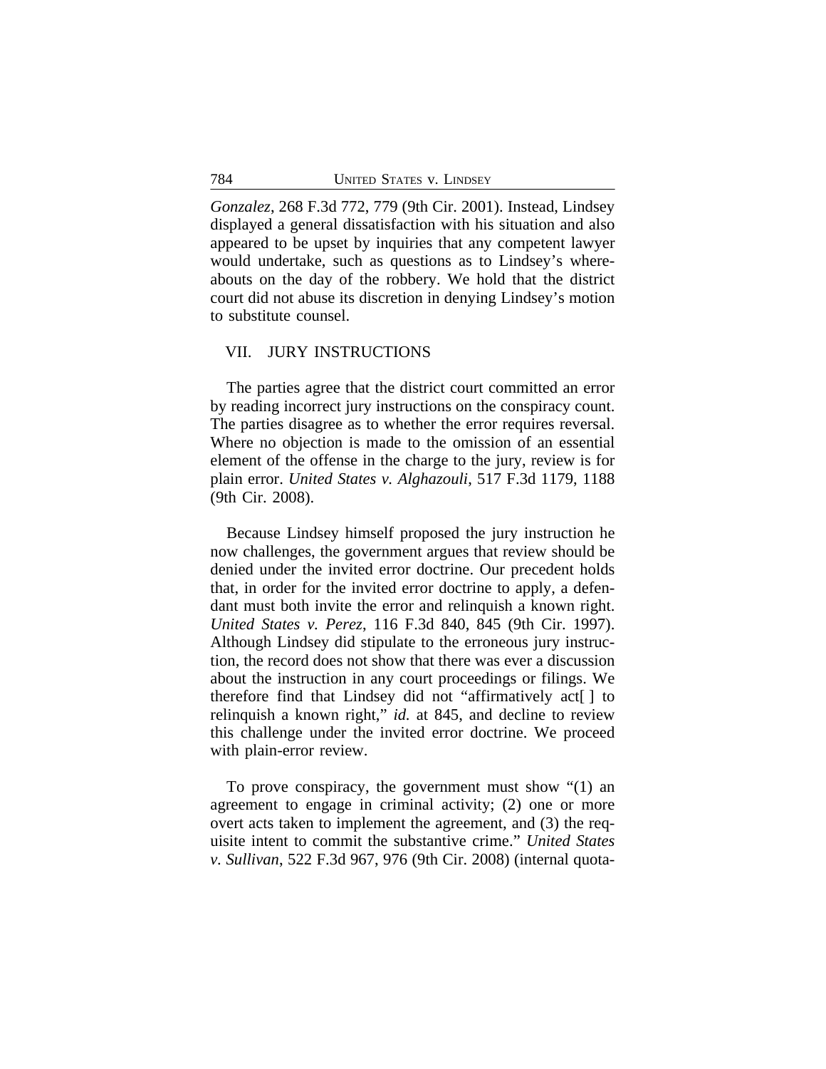*Gonzalez*, 268 F.3d 772, 779 (9th Cir. 2001). Instead, Lindsey displayed a general dissatisfaction with his situation and also appeared to be upset by inquiries that any competent lawyer would undertake, such as questions as to Lindsey's whereabouts on the day of the robbery. We hold that the district court did not abuse its discretion in denying Lindsey's motion to substitute counsel.

## VII. JURY INSTRUCTIONS

The parties agree that the district court committed an error by reading incorrect jury instructions on the conspiracy count. The parties disagree as to whether the error requires reversal. Where no objection is made to the omission of an essential element of the offense in the charge to the jury, review is for plain error. *United States v. Alghazouli*, 517 F.3d 1179, 1188 (9th Cir. 2008).

Because Lindsey himself proposed the jury instruction he now challenges, the government argues that review should be denied under the invited error doctrine. Our precedent holds that, in order for the invited error doctrine to apply, a defendant must both invite the error and relinquish a known right. *United States v. Perez*, 116 F.3d 840, 845 (9th Cir. 1997). Although Lindsey did stipulate to the erroneous jury instruction, the record does not show that there was ever a discussion about the instruction in any court proceedings or filings. We therefore find that Lindsey did not "affirmatively act[ ] to relinquish a known right," *id.* at 845, and decline to review this challenge under the invited error doctrine. We proceed with plain-error review.

To prove conspiracy, the government must show "(1) an agreement to engage in criminal activity; (2) one or more overt acts taken to implement the agreement, and (3) the requisite intent to commit the substantive crime." *United States v. Sullivan*, 522 F.3d 967, 976 (9th Cir. 2008) (internal quota-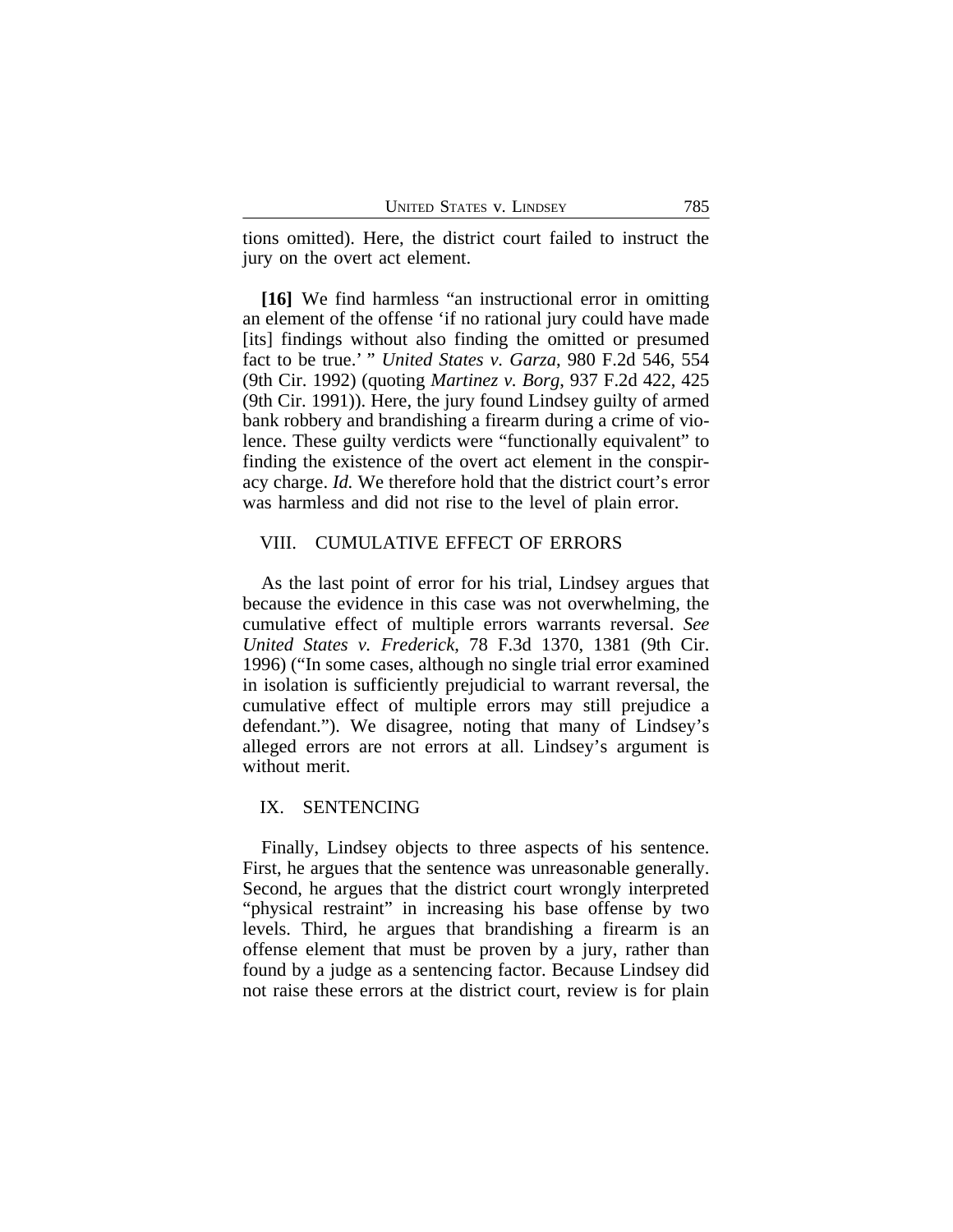tions omitted). Here, the district court failed to instruct the jury on the overt act element.

**[16]** We find harmless "an instructional error in omitting an element of the offense 'if no rational jury could have made [its] findings without also finding the omitted or presumed fact to be true.' " *United States v. Garza*, 980 F.2d 546, 554 (9th Cir. 1992) (quoting *Martinez v. Borg*, 937 F.2d 422, 425 (9th Cir. 1991)). Here, the jury found Lindsey guilty of armed bank robbery and brandishing a firearm during a crime of violence. These guilty verdicts were "functionally equivalent" to finding the existence of the overt act element in the conspiracy charge. *Id.* We therefore hold that the district court's error was harmless and did not rise to the level of plain error.

## VIII. CUMULATIVE EFFECT OF ERRORS

As the last point of error for his trial, Lindsey argues that because the evidence in this case was not overwhelming, the cumulative effect of multiple errors warrants reversal. *See United States v. Frederick*, 78 F.3d 1370, 1381 (9th Cir. 1996) ("In some cases, although no single trial error examined in isolation is sufficiently prejudicial to warrant reversal, the cumulative effect of multiple errors may still prejudice a defendant."). We disagree, noting that many of Lindsey's alleged errors are not errors at all. Lindsey's argument is without merit.

## IX. SENTENCING

Finally, Lindsey objects to three aspects of his sentence. First, he argues that the sentence was unreasonable generally. Second, he argues that the district court wrongly interpreted "physical restraint" in increasing his base offense by two levels. Third, he argues that brandishing a firearm is an offense element that must be proven by a jury, rather than found by a judge as a sentencing factor. Because Lindsey did not raise these errors at the district court, review is for plain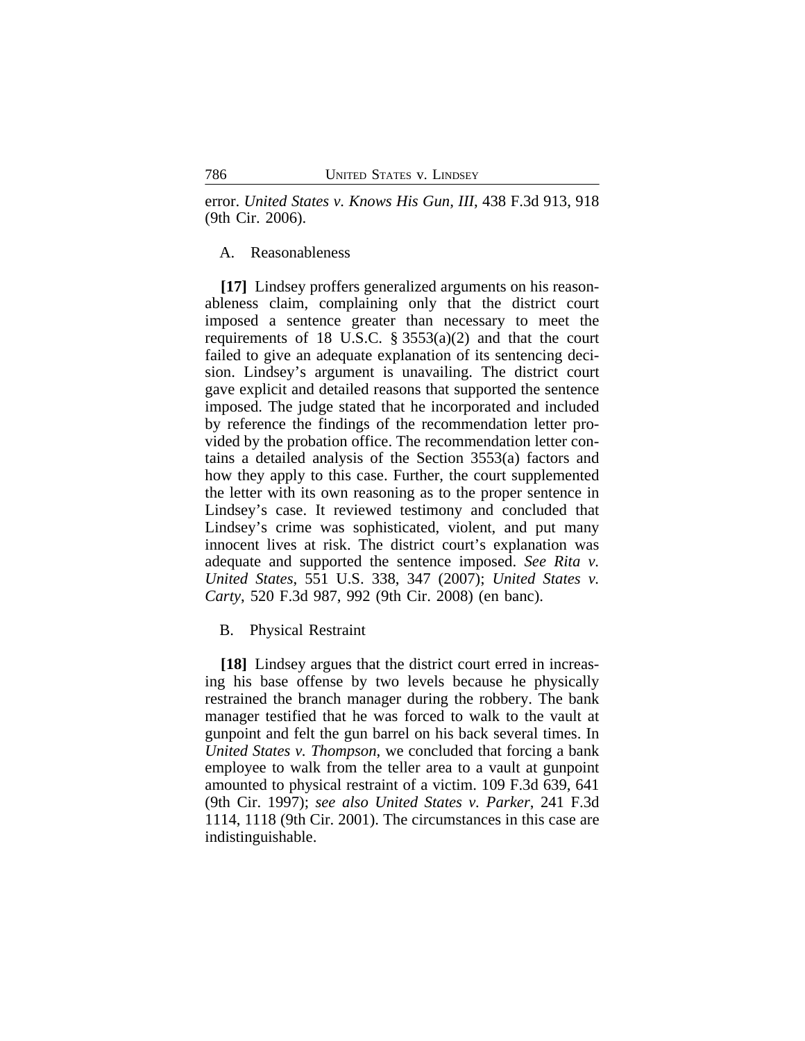error. *United States v. Knows His Gun, III*, 438 F.3d 913, 918 (9th Cir. 2006).

A. Reasonableness

**[17]** Lindsey proffers generalized arguments on his reasonableness claim, complaining only that the district court imposed a sentence greater than necessary to meet the requirements of 18 U.S.C. § 3553(a)(2) and that the court failed to give an adequate explanation of its sentencing decision. Lindsey's argument is unavailing. The district court gave explicit and detailed reasons that supported the sentence imposed. The judge stated that he incorporated and included by reference the findings of the recommendation letter provided by the probation office. The recommendation letter contains a detailed analysis of the Section 3553(a) factors and how they apply to this case. Further, the court supplemented the letter with its own reasoning as to the proper sentence in Lindsey's case. It reviewed testimony and concluded that Lindsey's crime was sophisticated, violent, and put many innocent lives at risk. The district court's explanation was adequate and supported the sentence imposed. *See Rita v. United States*, 551 U.S. 338, 347 (2007); *United States v. Carty*, 520 F.3d 987, 992 (9th Cir. 2008) (en banc).

B. Physical Restraint

**[18]** Lindsey argues that the district court erred in increasing his base offense by two levels because he physically restrained the branch manager during the robbery. The bank manager testified that he was forced to walk to the vault at gunpoint and felt the gun barrel on his back several times. In *United States v. Thompson*, we concluded that forcing a bank employee to walk from the teller area to a vault at gunpoint amounted to physical restraint of a victim. 109 F.3d 639, 641 (9th Cir. 1997); *see also United States v. Parker*, 241 F.3d 1114, 1118 (9th Cir. 2001). The circumstances in this case are indistinguishable.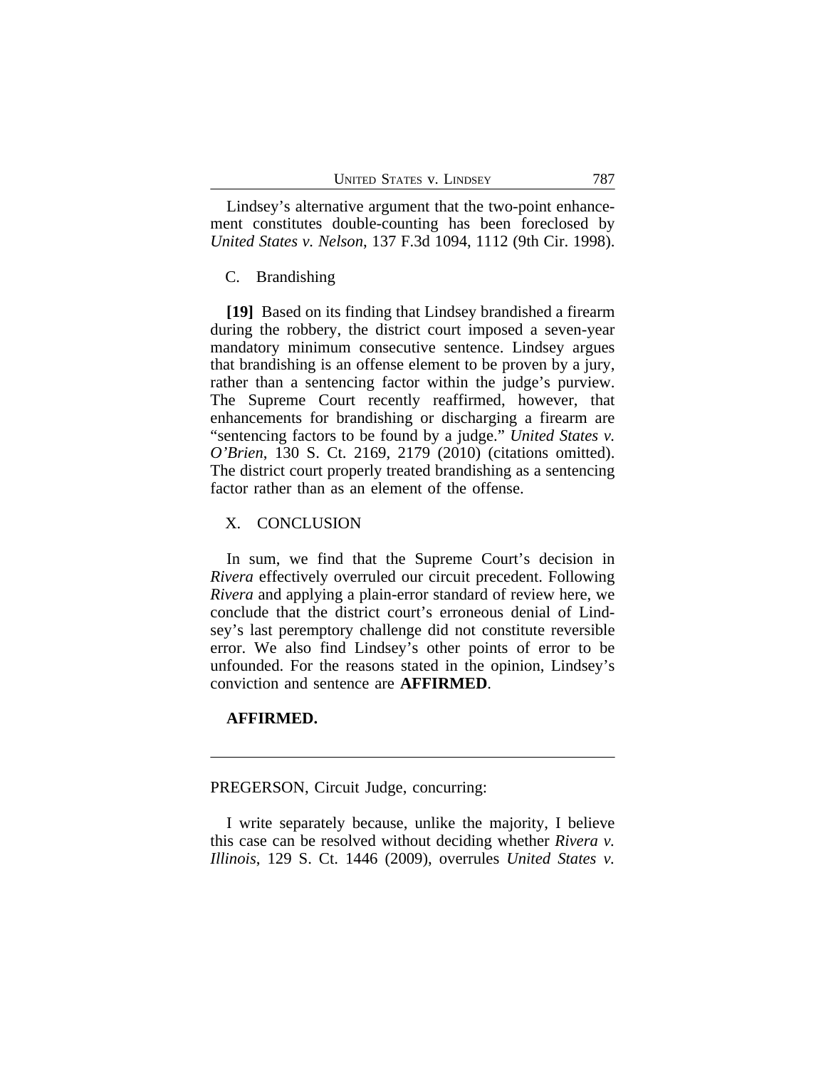Lindsey's alternative argument that the two-point enhancement constitutes double-counting has been foreclosed by *United States v. Nelson*, 137 F.3d 1094, 1112 (9th Cir. 1998).

C. Brandishing

**[19]** Based on its finding that Lindsey brandished a firearm during the robbery, the district court imposed a seven-year mandatory minimum consecutive sentence. Lindsey argues that brandishing is an offense element to be proven by a jury, rather than a sentencing factor within the judge's purview. The Supreme Court recently reaffirmed, however, that enhancements for brandishing or discharging a firearm are "sentencing factors to be found by a judge." *United States v. O'Brien*, 130 S. Ct. 2169, 2179 (2010) (citations omitted). The district court properly treated brandishing as a sentencing factor rather than as an element of the offense.

X. CONCLUSION

In sum, we find that the Supreme Court's decision in *Rivera* effectively overruled our circuit precedent. Following *Rivera* and applying a plain-error standard of review here, we conclude that the district court's erroneous denial of Lindsey's last peremptory challenge did not constitute reversible error. We also find Lindsey's other points of error to be unfounded. For the reasons stated in the opinion, Lindsey's conviction and sentence are **AFFIRMED**.

**AFFIRMED.**

---

PREGERSON, Circuit Judge, concurring:

I write separately because, unlike the majority, I believe this case can be resolved without deciding whether *Rivera v. Illinois*, 129 S. Ct. 1446 (2009), overrules *United States v.*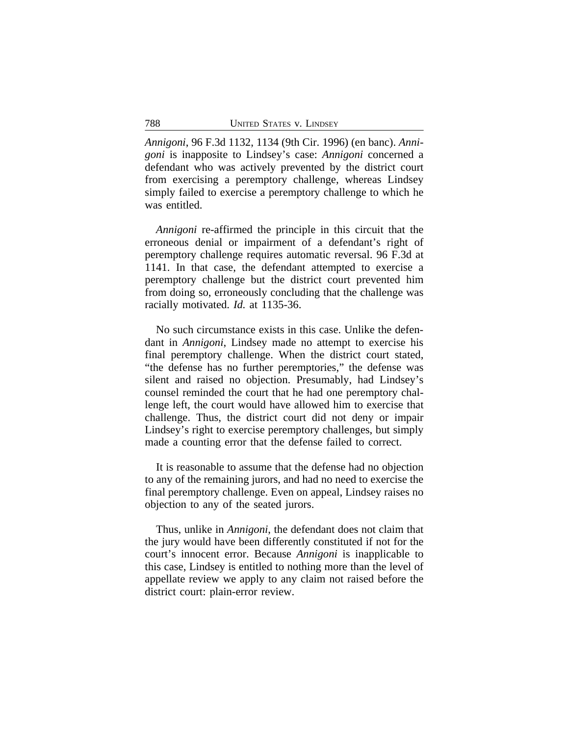*Annigoni*, 96 F.3d 1132, 1134 (9th Cir. 1996) (en banc). *Annigoni* is inapposite to Lindsey's case: *Annigoni* concerned a defendant who was actively prevented by the district court from exercising a peremptory challenge, whereas Lindsey simply failed to exercise a peremptory challenge to which he was entitled.

*Annigoni* re-affirmed the principle in this circuit that the erroneous denial or impairment of a defendant's right of peremptory challenge requires automatic reversal. 96 F.3d at 1141. In that case, the defendant attempted to exercise a peremptory challenge but the district court prevented him from doing so, erroneously concluding that the challenge was racially motivated. *Id.* at 1135-36.

No such circumstance exists in this case. Unlike the defendant in *Annigoni*, Lindsey made no attempt to exercise his final peremptory challenge. When the district court stated, "the defense has no further peremptories," the defense was silent and raised no objection. Presumably, had Lindsey's counsel reminded the court that he had one peremptory challenge left, the court would have allowed him to exercise that challenge. Thus, the district court did not deny or impair Lindsey's right to exercise peremptory challenges, but simply made a counting error that the defense failed to correct.

It is reasonable to assume that the defense had no objection to any of the remaining jurors, and had no need to exercise the final peremptory challenge. Even on appeal, Lindsey raises no objection to any of the seated jurors.

Thus, unlike in *Annigoni*, the defendant does not claim that the jury would have been differently constituted if not for the court's innocent error. Because *Annigoni* is inapplicable to this case, Lindsey is entitled to nothing more than the level of appellate review we apply to any claim not raised before the district court: plain-error review.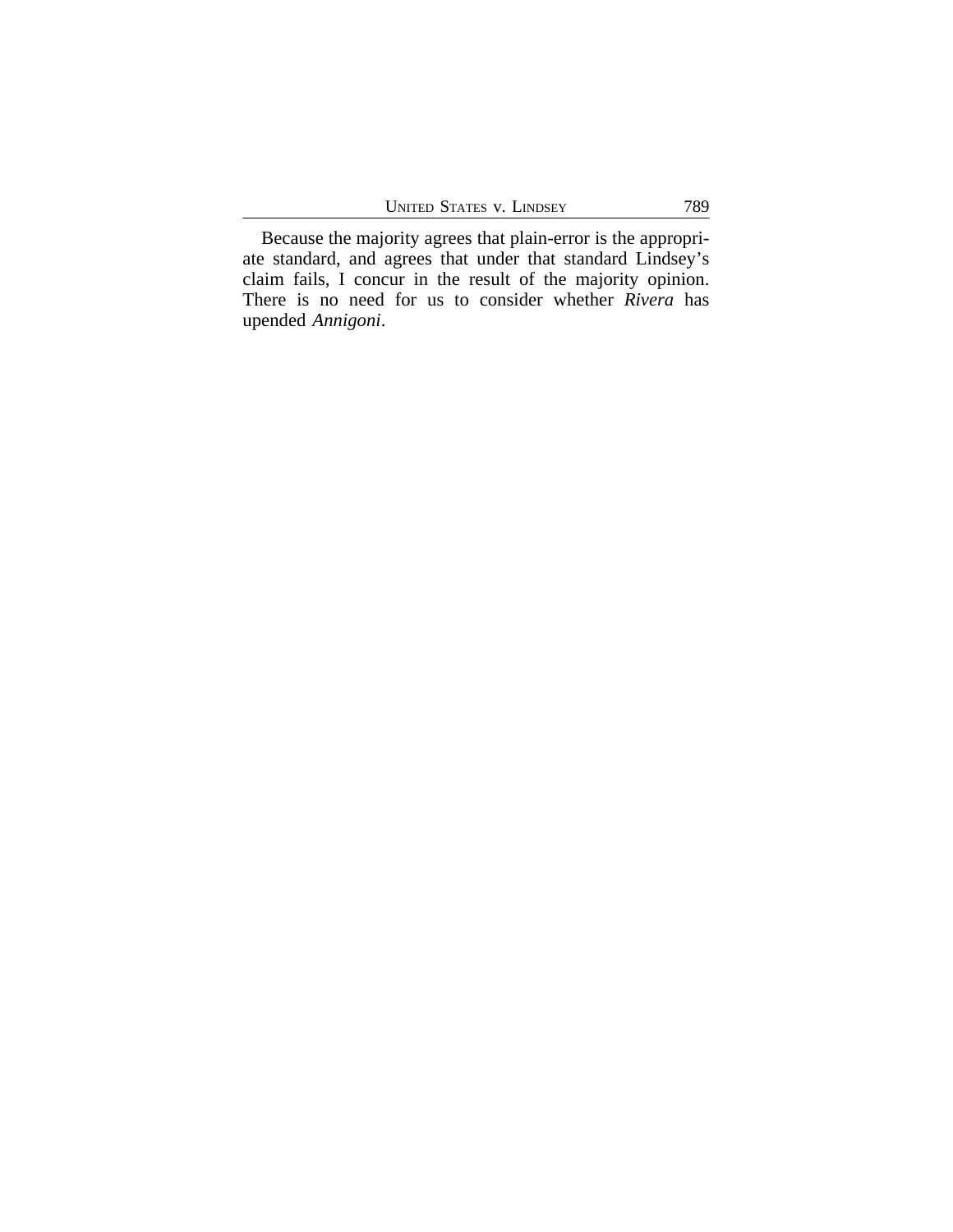Because the majority agrees that plain-error is the appropriate standard, and agrees that under that standard Lindsey's claim fails, I concur in the result of the majority opinion. There is no need for us to consider whether *Rivera* has upended *Annigoni*.